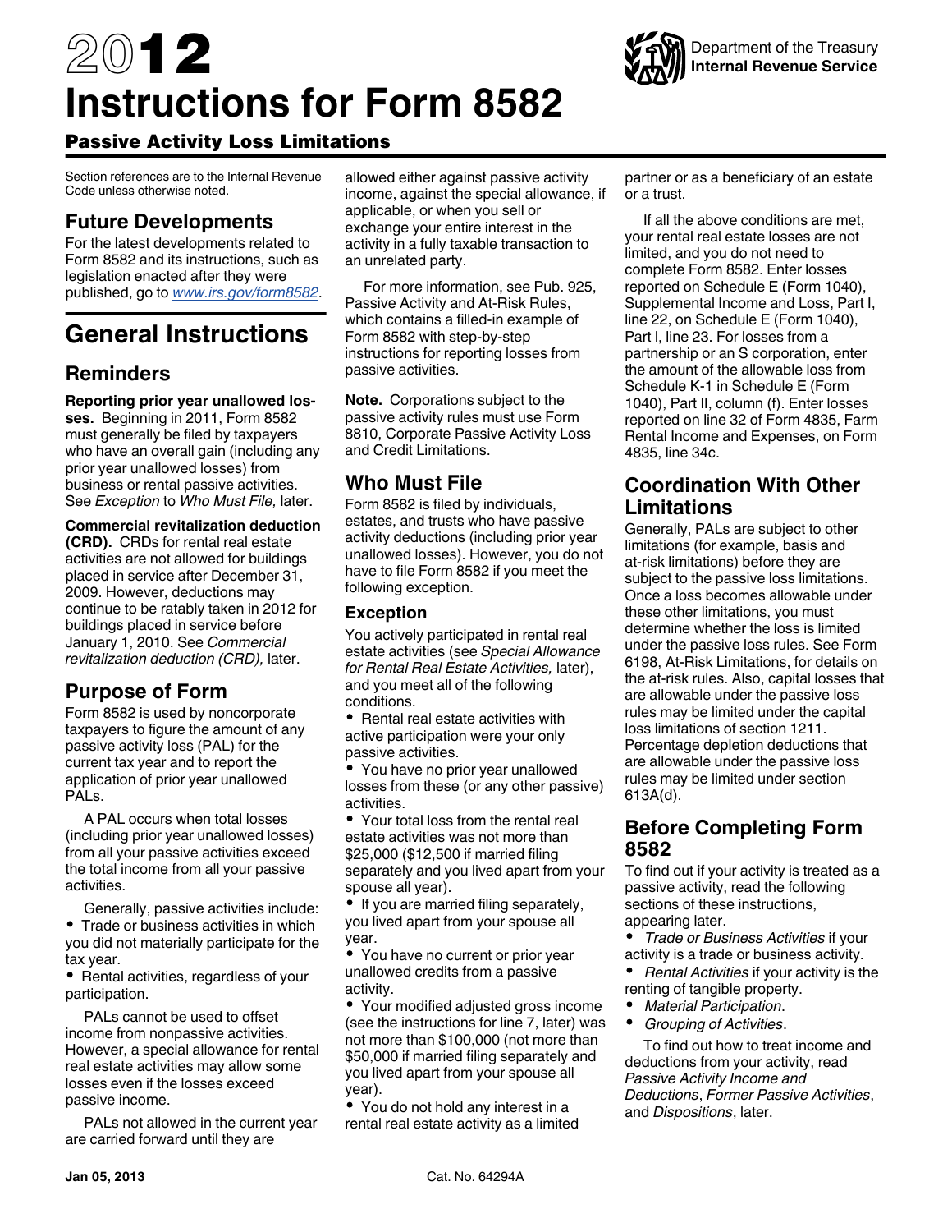# 2012 Instructions for Form 8582

## Passive Activity Loss Limitations

Department of the Treasury
**Internal Revenue Service**

Section references are to the Internal Revenue Code unless otherwise noted.

## Future Developments

For the latest developments related to Form 8582 and its instructions, such as legislation enacted after they were published, go to *www.irs.gov/form8582*.

# General Instructions

## Reminders

**Reporting prior year unallowed losses.** Beginning in 2011, Form 8582 must generally be filed by taxpayers who have an overall gain (including any prior year unallowed losses) from business or rental passive activities. See *Exception* to *Who Must File,* later.

**Commercial revitalization deduction (CRD).** CRDs for rental real estate activities are not allowed for buildings placed in service after December 31, 2009. However, deductions may continue to be ratably taken in 2012 for buildings placed in service before January 1, 2010. See *Commercial revitalization deduction (CRD),* later.

## Purpose of Form

Form 8582 is used by noncorporate taxpayers to figure the amount of any passive activity loss (PAL) for the current tax year and to report the application of prior year unallowed PALs.

A PAL occurs when total losses (including prior year unallowed losses) from all your passive activities exceed the total income from all your passive activities.

Generally, passive activities include:

- Trade or business activities in which you did not materially participate for the tax year.
- Rental activities, regardless of your participation.

PALs cannot be used to offset income from nonpassive activities. However, a special allowance for rental real estate activities may allow some losses even if the losses exceed passive income.

PALs not allowed in the current year are carried forward until they are allowed either against passive activity income, against the special allowance, if applicable, or when you sell or exchange your entire interest in the activity in a fully taxable transaction to an unrelated party.

For more information, see Pub. 925, Passive Activity and At-Risk Rules, which contains a filled-in example of Form 8582 with step-by-step instructions for reporting losses from passive activities.

**Note.** Corporations subject to the passive activity rules must use Form 8810, Corporate Passive Activity Loss and Credit Limitations.

## Who Must File

Form 8582 is filed by individuals, estates, and trusts who have passive activity deductions (including prior year unallowed losses). However, you do not have to file Form 8582 if you meet the following exception.

### Exception

You actively participated in rental real estate activities (see *Special Allowance for Rental Real Estate Activities,* later), and you meet all of the following conditions.

- Rental real estate activities with active participation were your only passive activities.
- You have no prior year unallowed losses from these (or any other passive) activities.
- Your total loss from the rental real estate activities was not more than $25,000 ($12,500 if married filing separately and you lived apart from your spouse all year).
- If you are married filing separately, you lived apart from your spouse all year.
- You have no current or prior year unallowed credits from a passive activity.
- Your modified adjusted gross income (see the instructions for line 7, later) was not more than $100,000 (not more than $50,000 if married filing separately and you lived apart from your spouse all year).
- You do not hold any interest in a rental real estate activity as a limited partner or as a beneficiary of an estate or a trust.

If all the above conditions are met, your rental real estate losses are not limited, and you do not need to complete Form 8582. Enter losses reported on Schedule E (Form 1040), Supplemental Income and Loss, Part I, line 22, on Schedule E (Form 1040), Part I, line 23. For losses from a partnership or an S corporation, enter the amount of the allowable loss from Schedule K-1 in Schedule E (Form 1040), Part II, column (f). Enter losses reported on line 32 of Form 4835, Farm Rental Income and Expenses, on Form 4835, line 34c.

## Coordination With Other Limitations

Generally, PALs are subject to other limitations (for example, basis and at-risk limitations) before they are subject to the passive loss limitations. Once a loss becomes allowable under these other limitations, you must determine whether the loss is limited under the passive loss rules. See Form 6198, At-Risk Limitations, for details on the at-risk rules. Also, capital losses that are allowable under the passive loss rules may be limited under the capital loss limitations of section 1211. Percentage depletion deductions that are allowable under the passive loss rules may be limited under section 613A(d).

## Before Completing Form 8582

To find out if your activity is treated as a passive activity, read the following sections of these instructions, appearing later.

- *Trade or Business Activities* if your activity is a trade or business activity.
- *Rental Activities* if your activity is the renting of tangible property.
- *Material Participation*.
- *Grouping of Activities*.

To find out how to treat income and deductions from your activity, read *Passive Activity Income and Deductions*, *Former Passive Activities*, and *Dispositions*, later.

Jan 05, 2013 Cat. No. 64294A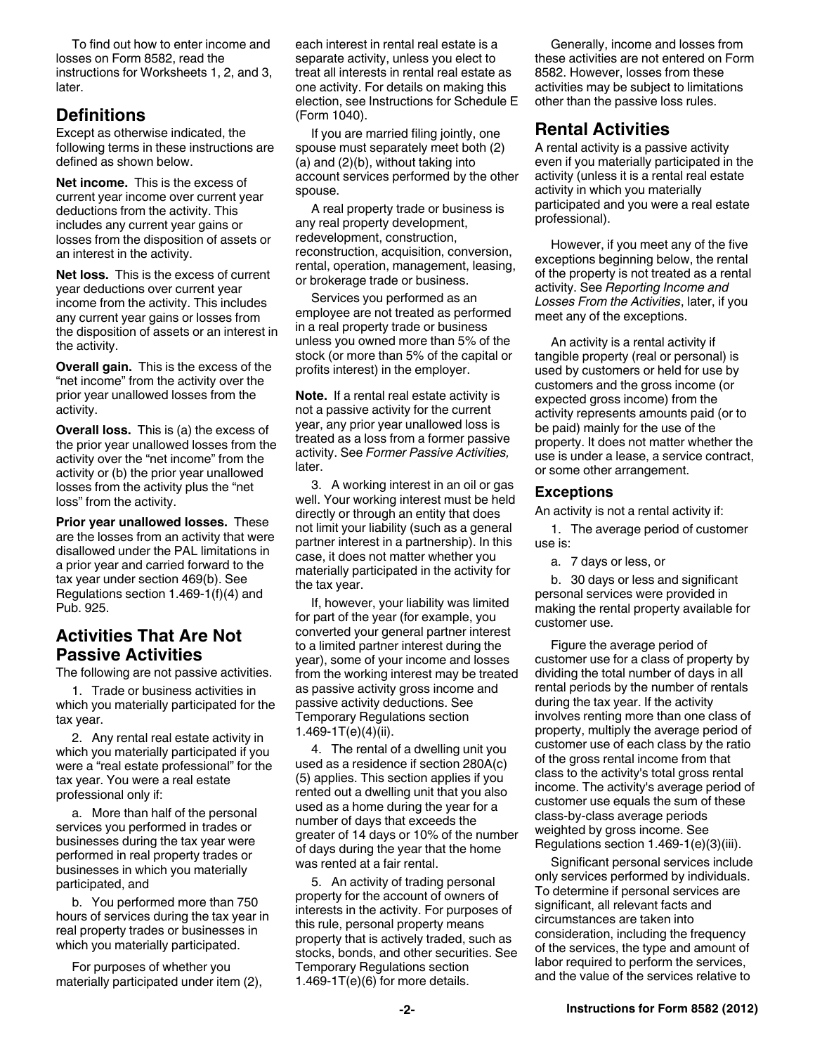To find out how to enter income and losses on Form 8582, read the instructions for Worksheets 1, 2, and 3, later.

## Definitions

Except as otherwise indicated, the following terms in these instructions are defined as shown below.

**Net income.** This is the excess of current year income over current year deductions from the activity. This includes any current year gains or losses from the disposition of assets or an interest in the activity.

**Net loss.** This is the excess of current year deductions over current year income from the activity. This includes any current year gains or losses from the disposition of assets or an interest in the activity.

**Overall gain.** This is the excess of the "net income" from the activity over the prior year unallowed losses from the activity.

**Overall loss.** This is (a) the excess of the prior year unallowed losses from the activity over the "net income" from the activity or (b) the prior year unallowed losses from the activity plus the "net loss" from the activity.

**Prior year unallowed losses.** These are the losses from an activity that were disallowed under the PAL limitations in a prior year and carried forward to the tax year under section 469(b). See Regulations section 1.469-1(f)(4) and Pub. 925.

## Activities That Are Not Passive Activities

The following are not passive activities.

1. Trade or business activities in which you materially participated for the tax year.

2. Any rental real estate activity in which you materially participated if you were a "real estate professional" for the tax year. You were a real estate professional only if:

a. More than half of the personal services you performed in trades or businesses during the tax year were performed in real property trades or businesses in which you materially participated, and

b. You performed more than 750 hours of services during the tax year in real property trades or businesses in which you materially participated.

For purposes of whether you materially participated under item (2), each interest in rental real estate is a separate activity, unless you elect to treat all interests in rental real estate as one activity. For details on making this election, see Instructions for Schedule E (Form 1040).

If you are married filing jointly, one spouse must separately meet both (2)(a) and (2)(b), without taking into account services performed by the other spouse.

A real property trade or business is any real property development, redevelopment, construction, reconstruction, acquisition, conversion, rental, operation, management, leasing, or brokerage trade or business.

Services you performed as an employee are not treated as performed in a real property trade or business unless you owned more than 5% of the stock (or more than 5% of the capital or profits interest) in the employer.

**Note.** If a rental real estate activity is not a passive activity for the current year, any prior year unallowed loss is treated as a loss from a former passive activity. See *Former Passive Activities,* later.

3. A working interest in an oil or gas well. Your working interest must be held directly or through an entity that does not limit your liability (such as a general partner interest in a partnership). In this case, it does not matter whether you materially participated in the activity for the tax year.

If, however, your liability was limited for part of the year (for example, you converted your general partner interest to a limited partner interest during the year), some of your income and losses from the working interest may be treated as passive activity gross income and passive activity deductions. See Temporary Regulations section 1.469-1T(e)(4)(ii).

4. The rental of a dwelling unit you used as a residence if section 280A(c)(5) applies. This section applies if you rented out a dwelling unit that you also used as a home during the year for a number of days that exceeds the greater of 14 days or 10% of the number of days during the year that the home was rented at a fair rental.

5. An activity of trading personal property for the account of owners of interests in the activity. For purposes of this rule, personal property means property that is actively traded, such as stocks, bonds, and other securities. See Temporary Regulations section 1.469-1T(e)(6) for more details.

Generally, income and losses from these activities are not entered on Form 8582. However, losses from these activities may be subject to limitations other than the passive loss rules.

## Rental Activities

A rental activity is a passive activity even if you materially participated in the activity (unless it is a rental real estate activity in which you materially participated and you were a real estate professional).

However, if you meet any of the five exceptions beginning below, the rental of the property is not treated as a rental activity. See *Reporting Income and Losses From the Activities*, later, if you meet any of the exceptions.

An activity is a rental activity if tangible property (real or personal) is used by customers or held for use by customers and the gross income (or expected gross income) from the activity represents amounts paid (or to be paid) mainly for the use of the property. It does not matter whether the use is under a lease, a service contract, or some other arrangement.

### Exceptions

An activity is not a rental activity if:

1. The average period of customer use is:

a. 7 days or less, or

b. 30 days or less and significant personal services were provided in making the rental property available for customer use.

Figure the average period of customer use for a class of property by dividing the total number of days in all rental periods by the number of rentals during the tax year. If the activity involves renting more than one class of property, multiply the average period of customer use of each class by the ratio of the gross rental income from that class to the activity's total gross rental income. The activity's average period of customer use equals the sum of these class-by-class average periods weighted by gross income. See Regulations section 1.469-1(e)(3)(iii).

Significant personal services include only services performed by individuals. To determine if personal services are significant, all relevant facts and circumstances are taken into consideration, including the frequency of the services, the type and amount of labor required to perform the services, and the value of the services relative to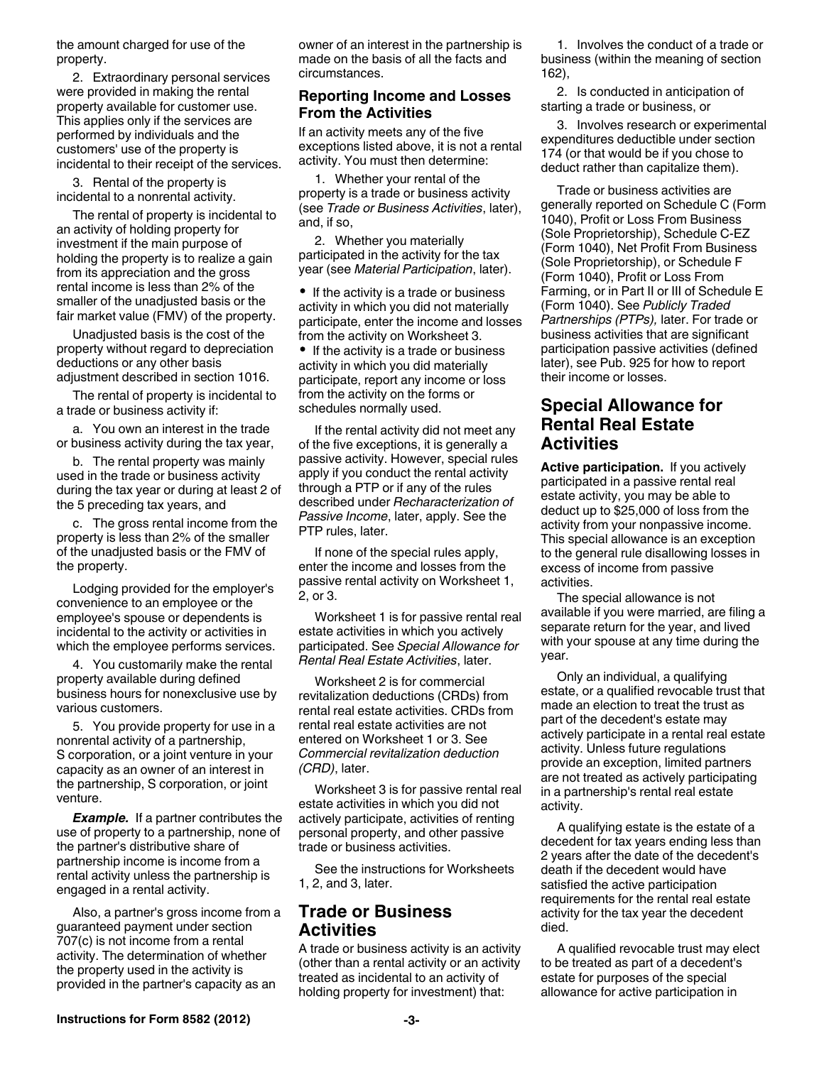the amount charged for use of the property.

2. Extraordinary personal services were provided in making the rental property available for customer use. This applies only if the services are performed by individuals and the customers' use of the property is incidental to their receipt of the services.

3. Rental of the property is incidental to a nonrental activity.

The rental of property is incidental to an activity of holding property for investment if the main purpose of holding the property is to realize a gain from its appreciation and the gross rental income is less than 2% of the smaller of the unadjusted basis or the fair market value (FMV) of the property.

Unadjusted basis is the cost of the property without regard to depreciation deductions or any other basis adjustment described in section 1016.

The rental of property is incidental to a trade or business activity if:

a. You own an interest in the trade or business activity during the tax year,

b. The rental property was mainly used in the trade or business activity during the tax year or during at least 2 of the 5 preceding tax years, and

c. The gross rental income from the property is less than 2% of the smaller of the unadjusted basis or the FMV of the property.

Lodging provided for the employer's convenience to an employee or the employee's spouse or dependents is incidental to the activity or activities in which the employee performs services.

4. You customarily make the rental property available during defined business hours for nonexclusive use by various customers.

5. You provide property for use in a nonrental activity of a partnership, S corporation, or a joint venture in your capacity as an owner of an interest in the partnership, S corporation, or joint venture.

***Example.*** If a partner contributes the use of property to a partnership, none of the partner's distributive share of partnership income is income from a rental activity unless the partnership is engaged in a rental activity.

Also, a partner's gross income from a guaranteed payment under section 707(c) is not income from a rental activity. The determination of whether the property used in the activity is provided in the partner's capacity as an owner of an interest in the partnership is made on the basis of all the facts and circumstances.

### Reporting Income and Losses From the Activities

If an activity meets any of the five exceptions listed above, it is not a rental activity. You must then determine:

1. Whether your rental of the property is a trade or business activity (see *Trade or Business Activities*, later), and, if so,

2. Whether you materially participated in the activity for the tax year (see *Material Participation*, later).

- If the activity is a trade or business activity in which you did not materially participate, enter the income and losses from the activity on Worksheet 3.
- If the activity is a trade or business activity in which you did materially participate, report any income or loss from the activity on the forms or schedules normally used.

If the rental activity did not meet any of the five exceptions, it is generally a passive activity. However, special rules apply if you conduct the rental activity through a PTP or if any of the rules described under *Recharacterization of Passive Income*, later, apply. See the PTP rules, later.

If none of the special rules apply, enter the income and losses from the passive rental activity on Worksheet 1, 2, or 3.

Worksheet 1 is for passive rental real estate activities in which you actively participated. See *Special Allowance for Rental Real Estate Activities*, later.

Worksheet 2 is for commercial revitalization deductions (CRDs) from rental real estate activities. CRDs from rental real estate activities are not entered on Worksheet 1 or 3. See *Commercial revitalization deduction (CRD)*, later.

Worksheet 3 is for passive rental real estate activities in which you did not actively participate, activities of renting personal property, and other passive trade or business activities.

See the instructions for Worksheets 1, 2, and 3, later.

## Trade or Business Activities

A trade or business activity is an activity (other than a rental activity or an activity treated as incidental to an activity of holding property for investment) that:

1. Involves the conduct of a trade or business (within the meaning of section 162),

2. Is conducted in anticipation of starting a trade or business, or

3. Involves research or experimental expenditures deductible under section 174 (or that would be if you chose to deduct rather than capitalize them).

Trade or business activities are generally reported on Schedule C (Form 1040), Profit or Loss From Business (Sole Proprietorship), Schedule C-EZ (Form 1040), Net Profit From Business (Sole Proprietorship), or Schedule F (Form 1040), Profit or Loss From Farming, or in Part II or III of Schedule E (Form 1040). See *Publicly Traded Partnerships (PTPs),* later. For trade or business activities that are significant participation passive activities (defined later), see Pub. 925 for how to report their income or losses.

## Special Allowance for Rental Real Estate Activities

**Active participation.** If you actively participated in a passive rental real estate activity, you may be able to deduct up to $25,000 of loss from the activity from your nonpassive income. This special allowance is an exception to the general rule disallowing losses in excess of income from passive activities.

The special allowance is not available if you were married, are filing a separate return for the year, and lived with your spouse at any time during the year.

Only an individual, a qualifying estate, or a qualified revocable trust that made an election to treat the trust as part of the decedent's estate may actively participate in a rental real estate activity. Unless future regulations provide an exception, limited partners are not treated as actively participating in a partnership's rental real estate activity.

A qualifying estate is the estate of a decedent for tax years ending less than 2 years after the date of the decedent's death if the decedent would have satisfied the active participation requirements for the rental real estate activity for the tax year the decedent died.

A qualified revocable trust may elect to be treated as part of a decedent's estate for purposes of the special allowance for active participation in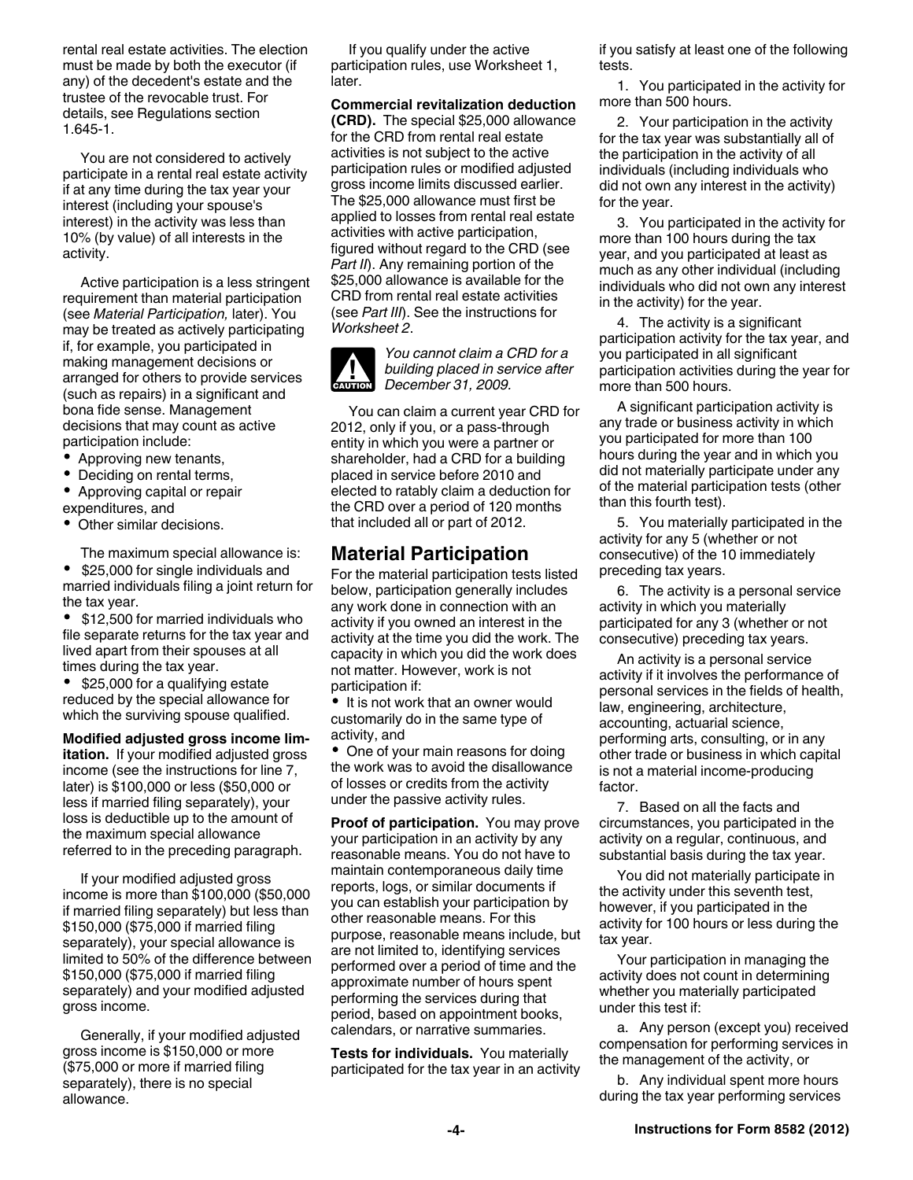rental real estate activities. The election must be made by both the executor (if any) of the decedent's estate and the trustee of the revocable trust. For details, see Regulations section 1.645-1.

You are not considered to actively participate in a rental real estate activity if at any time during the tax year your interest (including your spouse's interest) in the activity was less than 10% (by value) of all interests in the activity.

Active participation is a less stringent requirement than material participation (see *Material Participation,* later). You may be treated as actively participating if, for example, you participated in making management decisions or arranged for others to provide services (such as repairs) in a significant and bona fide sense. Management decisions that may count as active participation include:

- Approving new tenants,
- Deciding on rental terms,
- Approving capital or repair expenditures, and
- Other similar decisions.

The maximum special allowance is:

- $25,000 for single individuals and married individuals filing a joint return for the tax year.
- $12,500 for married individuals who file separate returns for the tax year and lived apart from their spouses at all times during the tax year.
- $25,000 for a qualifying estate reduced by the special allowance for which the surviving spouse qualified.

**Modified adjusted gross income limitation.** If your modified adjusted gross income (see the instructions for line 7, later) is $100,000 or less ($50,000 or less if married filing separately), your loss is deductible up to the amount of the maximum special allowance referred to in the preceding paragraph.

If your modified adjusted gross income is more than $100,000 ($50,000 if married filing separately) but less than $150,000 ($75,000 if married filing separately), your special allowance is limited to 50% of the difference between $150,000 ($75,000 if married filing separately) and your modified adjusted gross income.

Generally, if your modified adjusted gross income is $150,000 or more ($75,000 or more if married filing separately), there is no special allowance.

If you qualify under the active participation rules, use Worksheet 1, later.

**Commercial revitalization deduction (CRD).** The special $25,000 allowance for the CRD from rental real estate activities is not subject to the active participation rules or modified adjusted gross income limits discussed earlier. The $25,000 allowance must first be applied to losses from rental real estate activities with active participation, figured without regard to the CRD (see *Part II*). Any remaining portion of the $25,000 allowance is available for the CRD from rental real estate activities (see *Part III*). See the instructions for *Worksheet 2*.

CAUTION: *You cannot claim a CRD for a building placed in service after December 31, 2009.*

You can claim a current year CRD for 2012, only if you, or a pass-through entity in which you were a partner or shareholder, had a CRD for a building placed in service before 2010 and elected to ratably claim a deduction for the CRD over a period of 120 months that included all or part of 2012.

## Material Participation

For the material participation tests listed below, participation generally includes any work done in connection with an activity if you owned an interest in the activity at the time you did the work. The capacity in which you did the work does not matter. However, work is not participation if:

- It is not work that an owner would customarily do in the same type of activity, and
- One of your main reasons for doing the work was to avoid the disallowance of losses or credits from the activity under the passive activity rules.

**Proof of participation.** You may prove your participation in an activity by any reasonable means. You do not have to maintain contemporaneous daily time reports, logs, or similar documents if you can establish your participation by other reasonable means. For this purpose, reasonable means include, but are not limited to, identifying services performed over a period of time and the approximate number of hours spent performing the services during that period, based on appointment books, calendars, or narrative summaries.

**Tests for individuals.** You materially participated for the tax year in an activity if you satisfy at least one of the following tests.

1. You participated in the activity for more than 500 hours.

2. Your participation in the activity for the tax year was substantially all of the participation in the activity of all individuals (including individuals who did not own any interest in the activity) for the year.

3. You participated in the activity for more than 100 hours during the tax year, and you participated at least as much as any other individual (including individuals who did not own any interest in the activity) for the year.

4. The activity is a significant participation activity for the tax year, and you participated in all significant participation activities during the year for more than 500 hours.

A significant participation activity is any trade or business activity in which you participated for more than 100 hours during the year and in which you did not materially participate under any of the material participation tests (other than this fourth test).

5. You materially participated in the activity for any 5 (whether or not consecutive) of the 10 immediately preceding tax years.

6. The activity is a personal service activity in which you materially participated for any 3 (whether or not consecutive) preceding tax years.

An activity is a personal service activity if it involves the performance of personal services in the fields of health, law, engineering, architecture, accounting, actuarial science, performing arts, consulting, or in any other trade or business in which capital is not a material income-producing factor.

7. Based on all the facts and circumstances, you participated in the activity on a regular, continuous, and substantial basis during the tax year.

You did not materially participate in the activity under this seventh test, however, if you participated in the activity for 100 hours or less during the tax year.

Your participation in managing the activity does not count in determining whether you materially participated under this test if:

a. Any person (except you) received compensation for performing services in the management of the activity, or

b. Any individual spent more hours during the tax year performing services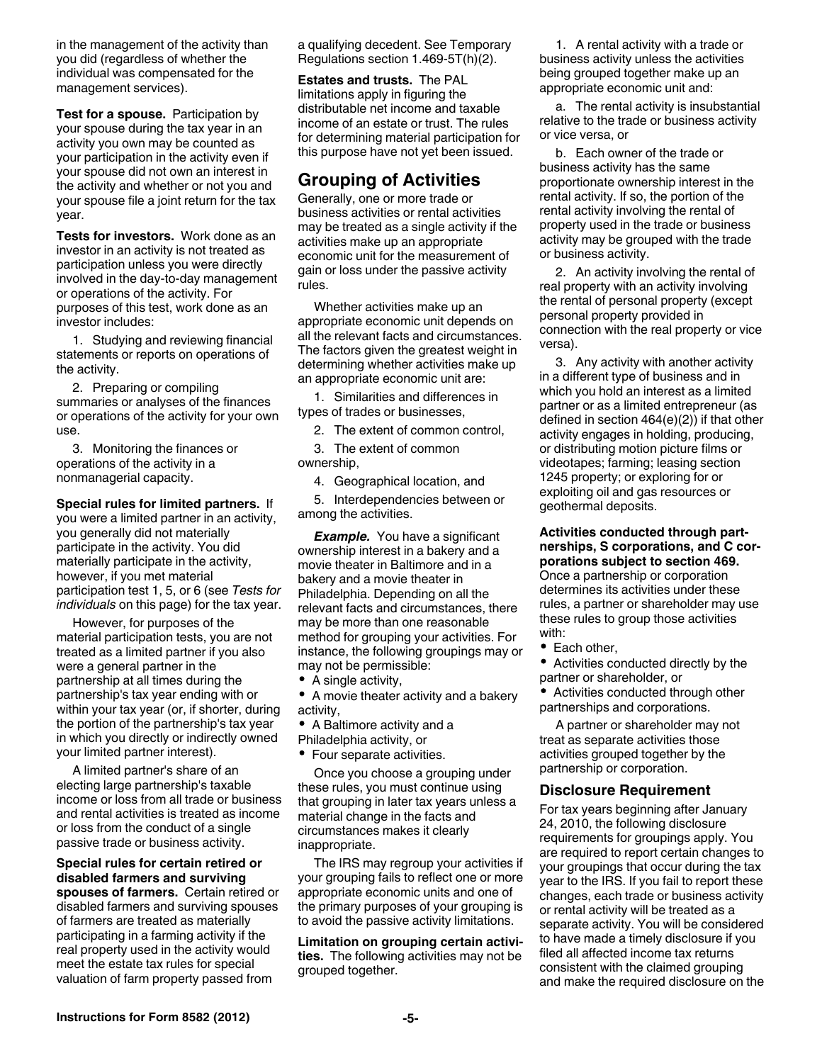in the management of the activity than you did (regardless of whether the individual was compensated for the management services).

**Test for a spouse.** Participation by your spouse during the tax year in an activity you own may be counted as your participation in the activity even if your spouse did not own an interest in the activity and whether or not you and your spouse file a joint return for the tax year.

**Tests for investors.** Work done as an investor in an activity is not treated as participation unless you were directly involved in the day-to-day management or operations of the activity. For purposes of this test, work done as an investor includes:

1. Studying and reviewing financial statements or reports on operations of the activity.
2. Preparing or compiling summaries or analyses of the finances or operations of the activity for your own use.
3. Monitoring the finances or operations of the activity in a nonmanagerial capacity.

**Special rules for limited partners.** If you were a limited partner in an activity, you generally did not materially participate in the activity. You did materially participate in the activity, however, if you met material participation test 1, 5, or 6 (see *Tests for individuals* on this page) for the tax year.

However, for purposes of the material participation tests, you are not treated as a limited partner if you also were a general partner in the partnership at all times during the partnership's tax year ending with or within your tax year (or, if shorter, during the portion of the partnership's tax year in which you directly or indirectly owned your limited partner interest).

A limited partner's share of an electing large partnership's taxable income or loss from all trade or business and rental activities is treated as income or loss from the conduct of a single passive trade or business activity.

**Special rules for certain retired or disabled farmers and surviving spouses of farmers.** Certain retired or disabled farmers and surviving spouses of farmers are treated as materially participating in a farming activity if the real property used in the activity would meet the estate tax rules for special valuation of farm property passed from a qualifying decedent. See Temporary Regulations section 1.469-5T(h)(2).

**Estates and trusts.** The PAL limitations apply in figuring the distributable net income and taxable income of an estate or trust. The rules for determining material participation for this purpose have not yet been issued.

## Grouping of Activities

Generally, one or more trade or business activities or rental activities may be treated as a single activity if the activities make up an appropriate economic unit for the measurement of gain or loss under the passive activity rules.

Whether activities make up an appropriate economic unit depends on all the relevant facts and circumstances. The factors given the greatest weight in determining whether activities make up an appropriate economic unit are:

1. Similarities and differences in types of trades or businesses,
2. The extent of common control,
3. The extent of common ownership,
4. Geographical location, and
5. Interdependencies between or among the activities.

***Example.*** You have a significant ownership interest in a bakery and a movie theater in Baltimore and in a bakery and a movie theater in Philadelphia. Depending on all the relevant facts and circumstances, there may be more than one reasonable method for grouping your activities. For instance, the following groupings may or may not be permissible:

- A single activity,
- A movie theater activity and a bakery activity,
- A Baltimore activity and a Philadelphia activity, or
- Four separate activities.

Once you choose a grouping under these rules, you must continue using that grouping in later tax years unless a material change in the facts and circumstances makes it clearly inappropriate.

The IRS may regroup your activities if your grouping fails to reflect one or more appropriate economic units and one of the primary purposes of your grouping is to avoid the passive activity limitations.

**Limitation on grouping certain activities.** The following activities may not be grouped together.

1. A rental activity with a trade or business activity unless the activities being grouped together make up an appropriate economic unit and:

   a. The rental activity is insubstantial relative to the trade or business activity or vice versa, or

   b. Each owner of the trade or business activity has the same proportionate ownership interest in the rental activity. If so, the portion of the rental activity involving the rental of property used in the trade or business activity may be grouped with the trade or business activity.

2. An activity involving the rental of real property with an activity involving the rental of personal property (except personal property provided in connection with the real property or vice versa).

3. Any activity with another activity in a different type of business and in which you hold an interest as a limited partner or as a limited entrepreneur (as defined in section 464(e)(2)) if that other activity engages in holding, producing, or distributing motion picture films or videotapes; farming; leasing section 1245 property; or exploring for or exploiting oil and gas resources or geothermal deposits.

**Activities conducted through partnerships, S corporations, and C corporations subject to section 469.** Once a partnership or corporation determines its activities under these rules, a partner or shareholder may use these rules to group those activities with:

- Each other,
- Activities conducted directly by the partner or shareholder, or
- Activities conducted through other partnerships and corporations.

A partner or shareholder may not treat as separate activities those activities grouped together by the partnership or corporation.

### Disclosure Requirement

For tax years beginning after January 24, 2010, the following disclosure requirements for groupings apply. You are required to report certain changes to your groupings that occur during the tax year to the IRS. If you fail to report these changes, each trade or business activity or rental activity will be treated as a separate activity. You will be considered to have made a timely disclosure if you filed all affected income tax returns consistent with the claimed grouping and make the required disclosure on the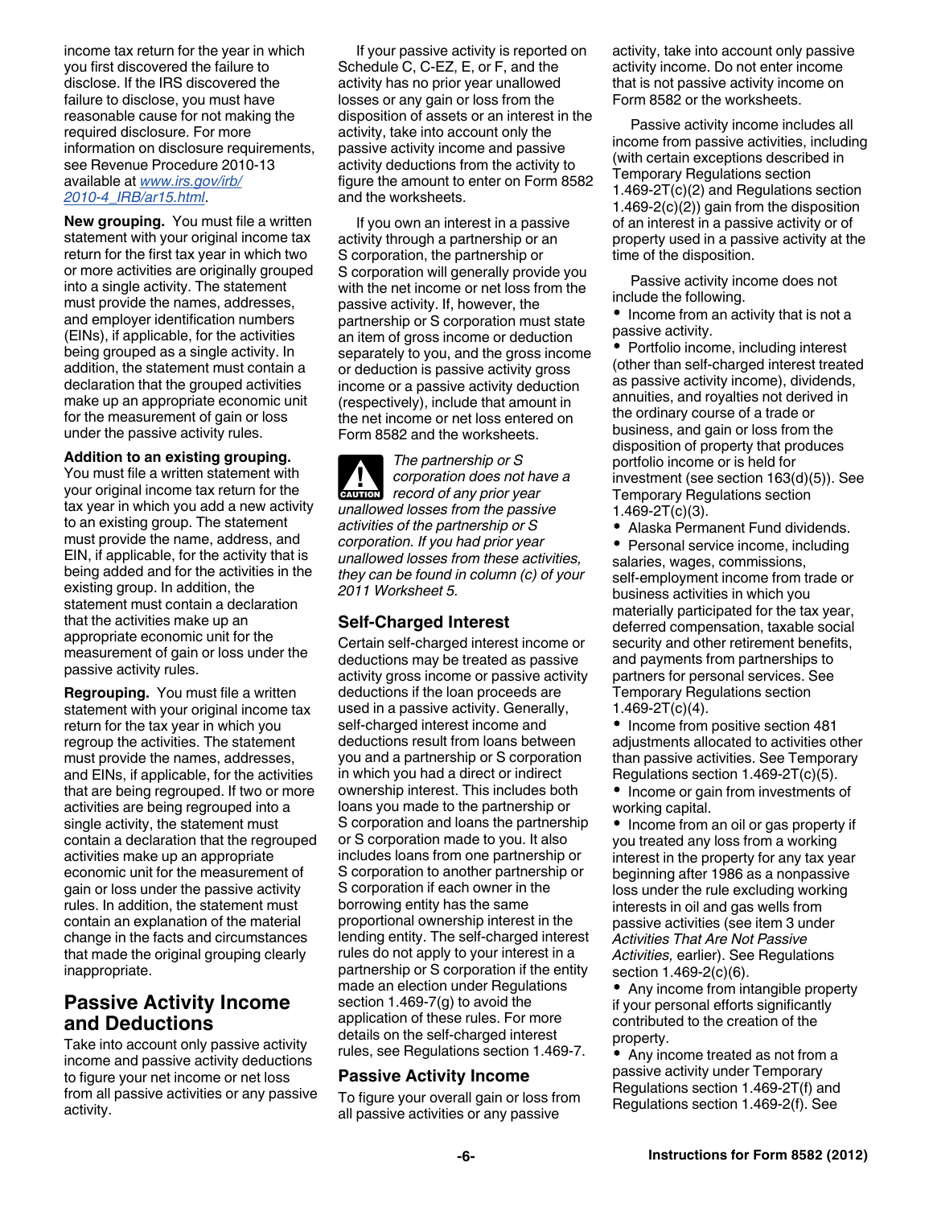income tax return for the year in which you first discovered the failure to disclose. If the IRS discovered the failure to disclose, you must have reasonable cause for not making the required disclosure. For more information on disclosure requirements, see Revenue Procedure 2010-13 available at *www.irs.gov/irb/2010-4_IRB/ar15.html*.

**New grouping.** You must file a written statement with your original income tax return for the first tax year in which two or more activities are originally grouped into a single activity. The statement must provide the names, addresses, and employer identification numbers (EINs), if applicable, for the activities being grouped as a single activity. In addition, the statement must contain a declaration that the grouped activities make up an appropriate economic unit for the measurement of gain or loss under the passive activity rules.

**Addition to an existing grouping.** You must file a written statement with your original income tax return for the tax year in which you add a new activity to an existing group. The statement must provide the name, address, and EIN, if applicable, for the activity that is being added and for the activities in the existing group. In addition, the statement must contain a declaration that the activities make up an appropriate economic unit for the measurement of gain or loss under the passive activity rules.

**Regrouping.** You must file a written statement with your original income tax return for the tax year in which you regroup the activities. The statement must provide the names, addresses, and EINs, if applicable, for the activities that are being regrouped. If two or more activities are being regrouped into a single activity, the statement must contain a declaration that the regrouped activities make up an appropriate economic unit for the measurement of gain or loss under the passive activity rules. In addition, the statement must contain an explanation of the material change in the facts and circumstances that made the original grouping clearly inappropriate.

## Passive Activity Income and Deductions

Take into account only passive activity income and passive activity deductions to figure your net income or net loss from all passive activities or any passive activity.

If your passive activity is reported on Schedule C, C-EZ, E, or F, and the activity has no prior year unallowed losses or any gain or loss from the disposition of assets or an interest in the activity, take into account only the passive activity income and passive activity deductions from the activity to figure the amount to enter on Form 8582 and the worksheets.

If you own an interest in a passive activity through a partnership or an S corporation, the partnership or S corporation will generally provide you with the net income or net loss from the passive activity. If, however, the partnership or S corporation must state an item of gross income or deduction separately to you, and the gross income or deduction is passive activity gross income or a passive activity deduction (respectively), include that amount in the net income or net loss entered on Form 8582 and the worksheets.

CAUTION: *The partnership or S corporation does not have a record of any prior year unallowed losses from the passive activities of the partnership or S corporation. If you had prior year unallowed losses from these activities, they can be found in column (c) of your 2011 Worksheet 5.*

### Self-Charged Interest

Certain self-charged interest income or deductions may be treated as passive activity gross income or passive activity deductions if the loan proceeds are used in a passive activity. Generally, self-charged interest income and deductions result from loans between you and a partnership or S corporation in which you had a direct or indirect ownership interest. This includes both loans you made to the partnership or S corporation and loans the partnership or S corporation made to you. It also includes loans from one partnership or S corporation to another partnership or S corporation if each owner in the borrowing entity has the same proportional ownership interest in the lending entity. The self-charged interest rules do not apply to your interest in a partnership or S corporation if the entity made an election under Regulations section 1.469-7(g) to avoid the application of these rules. For more details on the self-charged interest rules, see Regulations section 1.469-7.

### Passive Activity Income

To figure your overall gain or loss from all passive activities or any passive activity, take into account only passive activity income. Do not enter income that is not passive activity income on Form 8582 or the worksheets.

Passive activity income includes all income from passive activities, including (with certain exceptions described in Temporary Regulations section 1.469-2T(c)(2) and Regulations section 1.469-2(c)(2)) gain from the disposition of an interest in a passive activity or of property used in a passive activity at the time of the disposition.

Passive activity income does not include the following.

- Income from an activity that is not a passive activity.
- Portfolio income, including interest (other than self-charged interest treated as passive activity income), dividends, annuities, and royalties not derived in the ordinary course of a trade or business, and gain or loss from the disposition of property that produces portfolio income or is held for investment (see section 163(d)(5)). See Temporary Regulations section 1.469-2T(c)(3).
- Alaska Permanent Fund dividends.
- Personal service income, including salaries, wages, commissions, self-employment income from trade or business activities in which you materially participated for the tax year, deferred compensation, taxable social security and other retirement benefits, and payments from partnerships to partners for personal services. See Temporary Regulations section 1.469-2T(c)(4).
- Income from positive section 481 adjustments allocated to activities other than passive activities. See Temporary Regulations section 1.469-2T(c)(5).
- Income or gain from investments of working capital.
- Income from an oil or gas property if you treated any loss from a working interest in the property for any tax year beginning after 1986 as a nonpassive loss under the rule excluding working interests in oil and gas wells from passive activities (see item 3 under *Activities That Are Not Passive Activities,* earlier). See Regulations section 1.469-2(c)(6).
- Any income from intangible property if your personal efforts significantly contributed to the creation of the property.
- Any income treated as not from a passive activity under Temporary Regulations section 1.469-2T(f) and Regulations section 1.469-2(f). See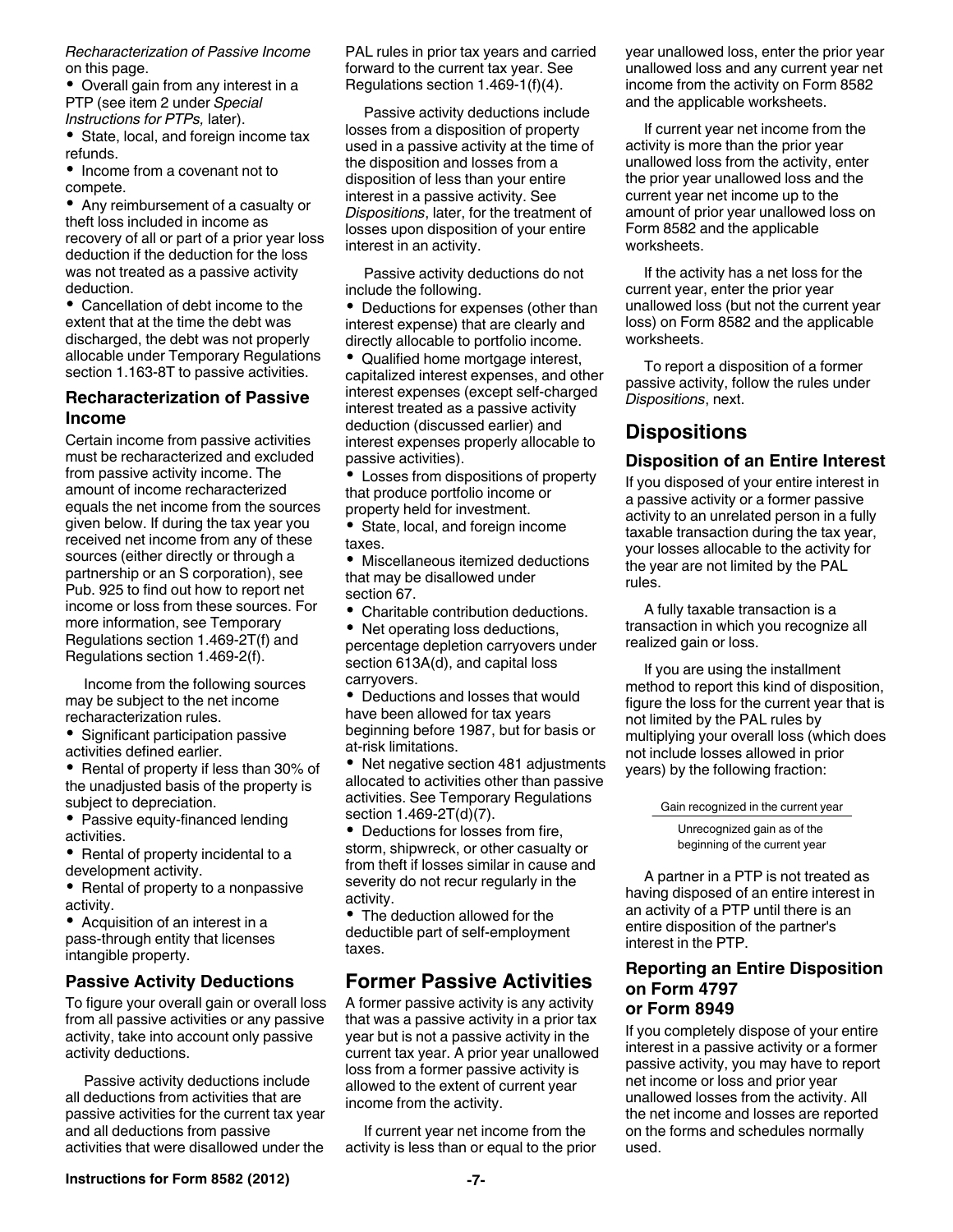*Recharacterization of Passive Income* on this page.

- Overall gain from any interest in a PTP (see item 2 under *Special Instructions for PTPs,* later).
- State, local, and foreign income tax refunds.
- Income from a covenant not to compete.
- Any reimbursement of a casualty or theft loss included in income as recovery of all or part of a prior year loss deduction if the deduction for the loss was not treated as a passive activity deduction.
- Cancellation of debt income to the extent that at the time the debt was discharged, the debt was not properly allocable under Temporary Regulations section 1.163-8T to passive activities.

### Recharacterization of Passive Income

Certain income from passive activities must be recharacterized and excluded from passive activity income. The amount of income recharacterized equals the net income from the sources given below. If during the tax year you received net income from any of these sources (either directly or through a partnership or an S corporation), see Pub. 925 to find out how to report net income or loss from these sources. For more information, see Temporary Regulations section 1.469-2T(f) and Regulations section 1.469-2(f).

Income from the following sources may be subject to the net income recharacterization rules.

- Significant participation passive activities defined earlier.
- Rental of property if less than 30% of the unadjusted basis of the property is subject to depreciation.
- Passive equity-financed lending activities.
- Rental of property incidental to a development activity.
- Rental of property to a nonpassive activity.
- Acquisition of an interest in a pass-through entity that licenses intangible property.

### Passive Activity Deductions

To figure your overall gain or overall loss from all passive activities or any passive activity, take into account only passive activity deductions.

Passive activity deductions include all deductions from activities that are passive activities for the current tax year and all deductions from passive activities that were disallowed under the PAL rules in prior tax years and carried forward to the current tax year. See Regulations section 1.469-1(f)(4).

Passive activity deductions include losses from a disposition of property used in a passive activity at the time of the disposition and losses from a disposition of less than your entire interest in a passive activity. See *Dispositions*, later, for the treatment of losses upon disposition of your entire interest in an activity.

Passive activity deductions do not include the following.

- Deductions for expenses (other than interest expense) that are clearly and directly allocable to portfolio income.
- Qualified home mortgage interest, capitalized interest expenses, and other interest expenses (except self-charged interest treated as a passive activity deduction (discussed earlier) and interest expenses properly allocable to passive activities).
- Losses from dispositions of property that produce portfolio income or property held for investment.
- State, local, and foreign income taxes.
- Miscellaneous itemized deductions that may be disallowed under section 67.
- Charitable contribution deductions.
- Net operating loss deductions, percentage depletion carryovers under section 613A(d), and capital loss carryovers.
- Deductions and losses that would have been allowed for tax years beginning before 1987, but for basis or at-risk limitations.
- Net negative section 481 adjustments allocated to activities other than passive activities. See Temporary Regulations section 1.469-2T(d)(7).
- Deductions for losses from fire, storm, shipwreck, or other casualty or from theft if losses similar in cause and severity do not recur regularly in the activity.
- The deduction allowed for the deductible part of self-employment taxes.

## Former Passive Activities

A former passive activity is any activity that was a passive activity in a prior tax year but is not a passive activity in the current tax year. A prior year unallowed loss from a former passive activity is allowed to the extent of current year income from the activity.

If current year net income from the activity is less than or equal to the prior year unallowed loss, enter the prior year unallowed loss and any current year net income from the activity on Form 8582 and the applicable worksheets.

If current year net income from the activity is more than the prior year unallowed loss from the activity, enter the prior year unallowed loss and the current year net income up to the amount of prior year unallowed loss on Form 8582 and the applicable worksheets.

If the activity has a net loss for the current year, enter the prior year unallowed loss (but not the current year loss) on Form 8582 and the applicable worksheets.

To report a disposition of a former passive activity, follow the rules under *Dispositions*, next.

## Dispositions

### Disposition of an Entire Interest

If you disposed of your entire interest in a passive activity or a former passive activity to an unrelated person in a fully taxable transaction during the tax year, your losses allocable to the activity for the year are not limited by the PAL rules.

A fully taxable transaction is a transaction in which you recognize all realized gain or loss.

If you are using the installment method to report this kind of disposition, figure the loss for the current year that is not limited by the PAL rules by multiplying your overall loss (which does not include losses allowed in prior years) by the following fraction:

$$\frac{\text{Gain recognized in the current year}}{\text{Unrecognized gain as of the beginning of the current year}}$$

A partner in a PTP is not treated as having disposed of an entire interest in an activity of a PTP until there is an entire disposition of the partner's interest in the PTP.

### Reporting an Entire Disposition on Form 4797 or Form 8949

If you completely dispose of your entire interest in a passive activity or a former passive activity, you may have to report net income or loss and prior year unallowed losses from the activity. All the net income and losses are reported on the forms and schedules normally used.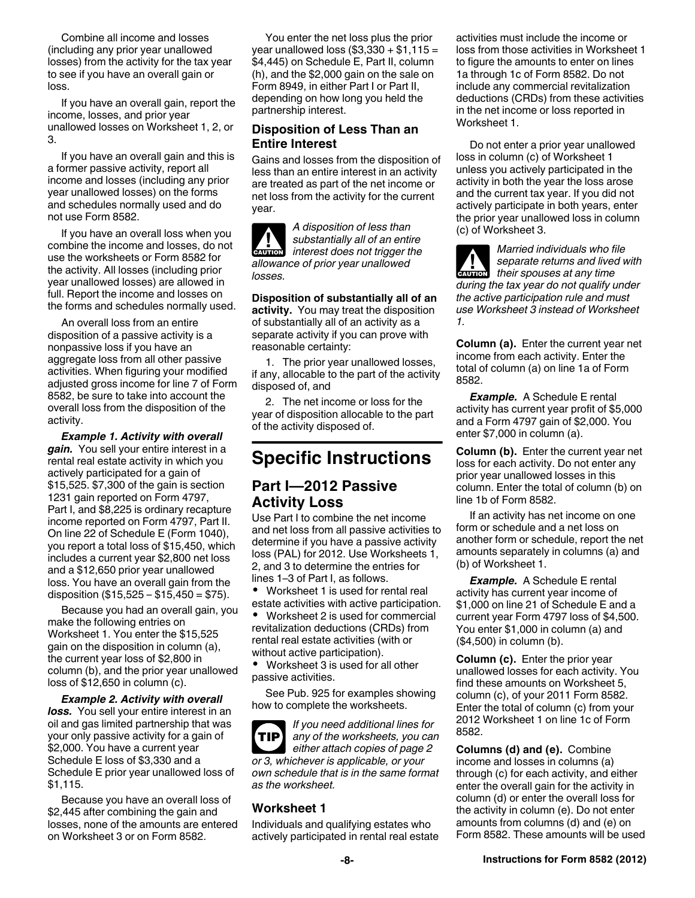Combine all income and losses (including any prior year unallowed losses) from the activity for the tax year to see if you have an overall gain or loss.

If you have an overall gain, report the income, losses, and prior year unallowed losses on Worksheet 1, 2, or 3.

If you have an overall gain and this is a former passive activity, report all income and losses (including any prior year unallowed losses) on the forms and schedules normally used and do not use Form 8582.

If you have an overall loss when you combine the income and losses, do not use the worksheets or Form 8582 for the activity. All losses (including prior year unallowed losses) are allowed in full. Report the income and losses on the forms and schedules normally used.

An overall loss from an entire disposition of a passive activity is a nonpassive loss if you have an aggregate loss from all other passive activities. When figuring your modified adjusted gross income for line 7 of Form 8582, be sure to take into account the overall loss from the disposition of the activity.

***Example 1. Activity with overall gain.*** You sell your entire interest in a rental real estate activity in which you actively participated for a gain of $15,525. $7,300 of the gain is section 1231 gain reported on Form 4797, Part I, and $8,225 is ordinary recapture income reported on Form 4797, Part II. On line 22 of Schedule E (Form 1040), you report a total loss of $15,450, which includes a current year $2,800 net loss and a $12,650 prior year unallowed loss. You have an overall gain from the disposition ($15,525 – $15,450 = $75).

Because you had an overall gain, you make the following entries on Worksheet 1. You enter the $15,525 gain on the disposition in column (a), the current year loss of $2,800 in column (b), and the prior year unallowed loss of $12,650 in column (c).

***Example 2. Activity with overall loss.*** You sell your entire interest in an oil and gas limited partnership that was your only passive activity for a gain of $2,000. You have a current year Schedule E loss of $3,330 and a Schedule E prior year unallowed loss of $1,115.

Because you have an overall loss of $2,445 after combining the gain and losses, none of the amounts are entered on Worksheet 3 or on Form 8582.

You enter the net loss plus the prior year unallowed loss ($3,330 + $1,115 = $4,445) on Schedule E, Part II, column (h), and the $2,000 gain on the sale on Form 8949, in either Part I or Part II, depending on how long you held the partnership interest.

### Disposition of Less Than an Entire Interest

Gains and losses from the disposition of less than an entire interest in an activity are treated as part of the net income or net loss from the activity for the current year.

**CAUTION** *A disposition of less than substantially all of an entire interest does not trigger the allowance of prior year unallowed losses.*

**Disposition of substantially all of an activity.** You may treat the disposition of substantially all of an activity as a separate activity if you can prove with reasonable certainty:

1. The prior year unallowed losses, if any, allocable to the part of the activity disposed of, and
2. The net income or loss for the year of disposition allocable to the part of the activity disposed of.

# Specific Instructions

## Part I—2012 Passive Activity Loss

Use Part I to combine the net income and net loss from all passive activities to determine if you have a passive activity loss (PAL) for 2012. Use Worksheets 1, 2, and 3 to determine the entries for lines 1–3 of Part I, as follows.

- Worksheet 1 is used for rental real estate activities with active participation.
- Worksheet 2 is used for commercial revitalization deductions (CRDs) from rental real estate activities (with or without active participation).
- Worksheet 3 is used for all other passive activities.

See Pub. 925 for examples showing how to complete the worksheets.

**TIP** *If you need additional lines for any of the worksheets, you can either attach copies of page 2 or 3, whichever is applicable, or your own schedule that is in the same format as the worksheet.*

### Worksheet 1

Individuals and qualifying estates who actively participated in rental real estate activities must include the income or loss from those activities in Worksheet 1 to figure the amounts to enter on lines 1a through 1c of Form 8582. Do not include any commercial revitalization deductions (CRDs) from these activities in the net income or loss reported in Worksheet 1.

Do not enter a prior year unallowed loss in column (c) of Worksheet 1 unless you actively participated in the activity in both the year the loss arose and the current tax year. If you did not actively participate in both years, enter the prior year unallowed loss in column (c) of Worksheet 3.

**CAUTION** *Married individuals who file separate returns and lived with their spouses at any time during the tax year do not qualify under the active participation rule and must use Worksheet 3 instead of Worksheet 1.*

**Column (a).** Enter the current year net income from each activity. Enter the total of column (a) on line 1a of Form 8582.

***Example.*** A Schedule E rental activity has current year profit of $5,000 and a Form 4797 gain of $2,000. You enter $7,000 in column (a).

**Column (b).** Enter the current year net loss for each activity. Do not enter any prior year unallowed losses in this column. Enter the total of column (b) on line 1b of Form 8582.

If an activity has net income on one form or schedule and a net loss on another form or schedule, report the net amounts separately in columns (a) and (b) of Worksheet 1.

***Example.*** A Schedule E rental activity has current year income of $1,000 on line 21 of Schedule E and a current year Form 4797 loss of $4,500. You enter $1,000 in column (a) and ($4,500) in column (b).

**Column (c).** Enter the prior year unallowed losses for each activity. You find these amounts on Worksheet 5, column (c), of your 2011 Form 8582. Enter the total of column (c) from your 2012 Worksheet 1 on line 1c of Form 8582.

**Columns (d) and (e).** Combine income and losses in columns (a) through (c) for each activity, and either enter the overall gain for the activity in column (d) or enter the overall loss for the activity in column (e). Do not enter amounts from columns (d) and (e) on Form 8582. These amounts will be used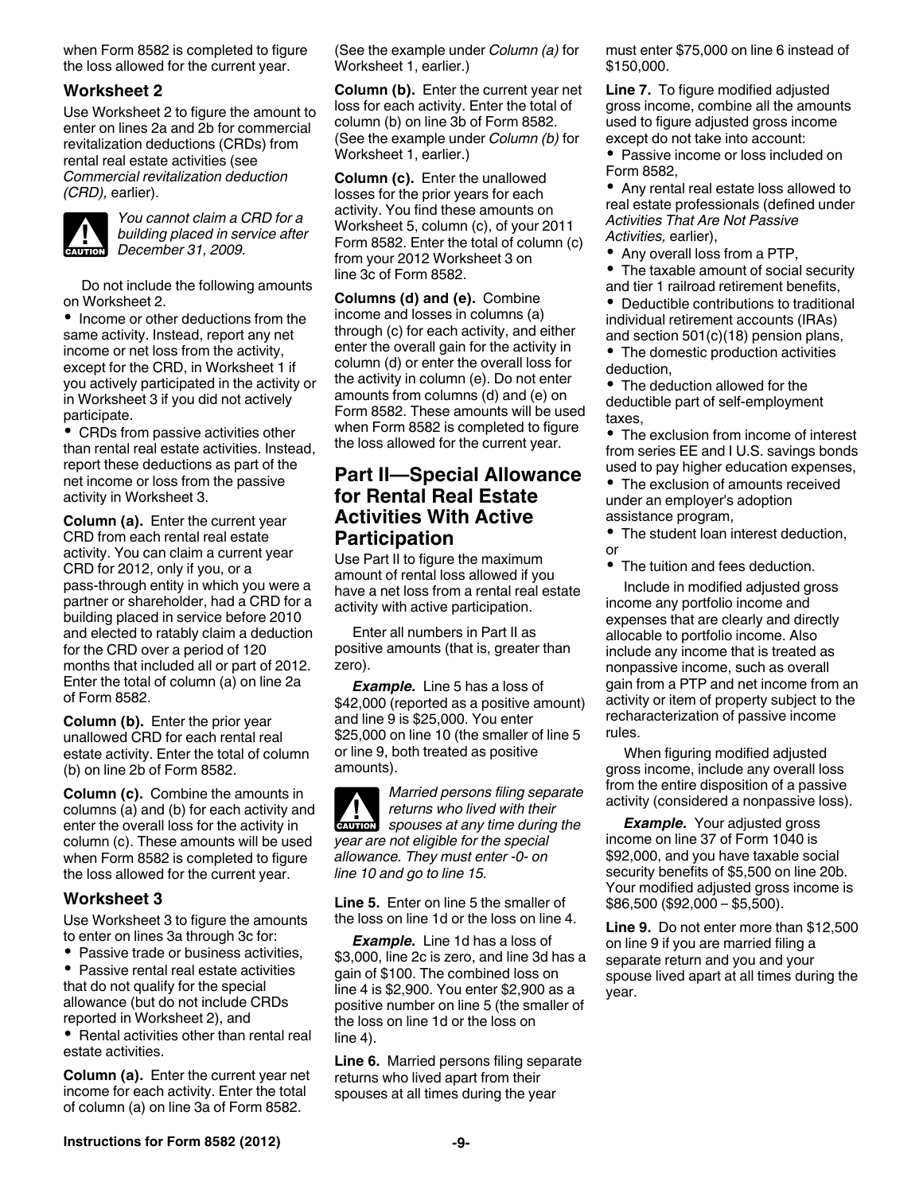when Form 8582 is completed to figure the loss allowed for the current year.

### Worksheet 2

Use Worksheet 2 to figure the amount to enter on lines 2a and 2b for commercial revitalization deductions (CRDs) from rental real estate activities (see *Commercial revitalization deduction (CRD),* earlier).

**CAUTION** *You cannot claim a CRD for a building placed in service after December 31, 2009.*

Do not include the following amounts on Worksheet 2.

- Income or other deductions from the same activity. Instead, report any net income or net loss from the activity, except for the CRD, in Worksheet 1 if you actively participated in the activity or in Worksheet 3 if you did not actively participate.
- CRDs from passive activities other than rental real estate activities. Instead, report these deductions as part of the net income or loss from the passive activity in Worksheet 3.

**Column (a).** Enter the current year CRD from each rental real estate activity. You can claim a current year CRD for 2012, only if you, or a pass-through entity in which you were a partner or shareholder, had a CRD for a building placed in service before 2010 and elected to ratably claim a deduction for the CRD over a period of 120 months that included all or part of 2012. Enter the total of column (a) on line 2a of Form 8582.

**Column (b).** Enter the prior year unallowed CRD for each rental real estate activity. Enter the total of column (b) on line 2b of Form 8582.

**Column (c).** Combine the amounts in columns (a) and (b) for each activity and enter the overall loss for the activity in column (c). These amounts will be used when Form 8582 is completed to figure the loss allowed for the current year.

### Worksheet 3

Use Worksheet 3 to figure the amounts to enter on lines 3a through 3c for:

- Passive trade or business activities,
- Passive rental real estate activities that do not qualify for the special allowance (but do not include CRDs reported in Worksheet 2), and
- Rental activities other than rental real estate activities.

**Column (a).** Enter the current year net income for each activity. Enter the total of column (a) on line 3a of Form 8582. (See the example under *Column (a)* for Worksheet 1, earlier.)

**Column (b).** Enter the current year net loss for each activity. Enter the total of column (b) on line 3b of Form 8582. (See the example under *Column (b)* for Worksheet 1, earlier.)

**Column (c).** Enter the unallowed losses for the prior years for each activity. You find these amounts on Worksheet 5, column (c), of your 2011 Form 8582. Enter the total of column (c) from your 2012 Worksheet 3 on line 3c of Form 8582.

**Columns (d) and (e).** Combine income and losses in columns (a) through (c) for each activity, and either enter the overall gain for the activity in column (d) or enter the overall loss for the activity in column (e). Do not enter amounts from columns (d) and (e) on Form 8582. These amounts will be used when Form 8582 is completed to figure the loss allowed for the current year.

## Part II—Special Allowance for Rental Real Estate Activities With Active Participation

Use Part II to figure the maximum amount of rental loss allowed if you have a net loss from a rental real estate activity with active participation.

Enter all numbers in Part II as positive amounts (that is, greater than zero).

***Example.*** Line 5 has a loss of \$42,000 (reported as a positive amount) and line 9 is \$25,000. You enter \$25,000 on line 10 (the smaller of line 5 or line 9, both treated as positive amounts).

**CAUTION** *Married persons filing separate returns who lived with their spouses at any time during the year are not eligible for the special allowance. They must enter -0- on line 10 and go to line 15.*

**Line 5.** Enter on line 5 the smaller of the loss on line 1d or the loss on line 4.

***Example.*** Line 1d has a loss of \$3,000, line 2c is zero, and line 3d has a gain of \$100. The combined loss on line 4 is \$2,900. You enter \$2,900 as a positive number on line 5 (the smaller of the loss on line 1d or the loss on line 4).

**Line 6.** Married persons filing separate returns who lived apart from their spouses at all times during the year must enter \$75,000 on line 6 instead of \$150,000.

**Line 7.** To figure modified adjusted gross income, combine all the amounts used to figure adjusted gross income except do not take into account:

- Passive income or loss included on Form 8582,
- Any rental real estate loss allowed to real estate professionals (defined under *Activities That Are Not Passive Activities,* earlier),
- Any overall loss from a PTP,
- The taxable amount of social security and tier 1 railroad retirement benefits,
- Deductible contributions to traditional individual retirement accounts (IRAs) and section 501(c)(18) pension plans,
- The domestic production activities deduction,
- The deduction allowed for the deductible part of self-employment taxes,
- The exclusion from income of interest from series EE and I U.S. savings bonds used to pay higher education expenses,
- The exclusion of amounts received under an employer's adoption assistance program,
- The student loan interest deduction, or
- The tuition and fees deduction.

Include in modified adjusted gross income any portfolio income and expenses that are clearly and directly allocable to portfolio income. Also include any income that is treated as nonpassive income, such as overall gain from a PTP and net income from an activity or item of property subject to the recharacterization of passive income rules.

When figuring modified adjusted gross income, include any overall loss from the entire disposition of a passive activity (considered a nonpassive loss).

***Example.*** Your adjusted gross income on line 37 of Form 1040 is \$92,000, and you have taxable social security benefits of \$5,500 on line 20b. Your modified adjusted gross income is \$86,500 (\$92,000 – \$5,500).

**Line 9.** Do not enter more than \$12,500 on line 9 if you are married filing a separate return and you and your spouse lived apart at all times during the year.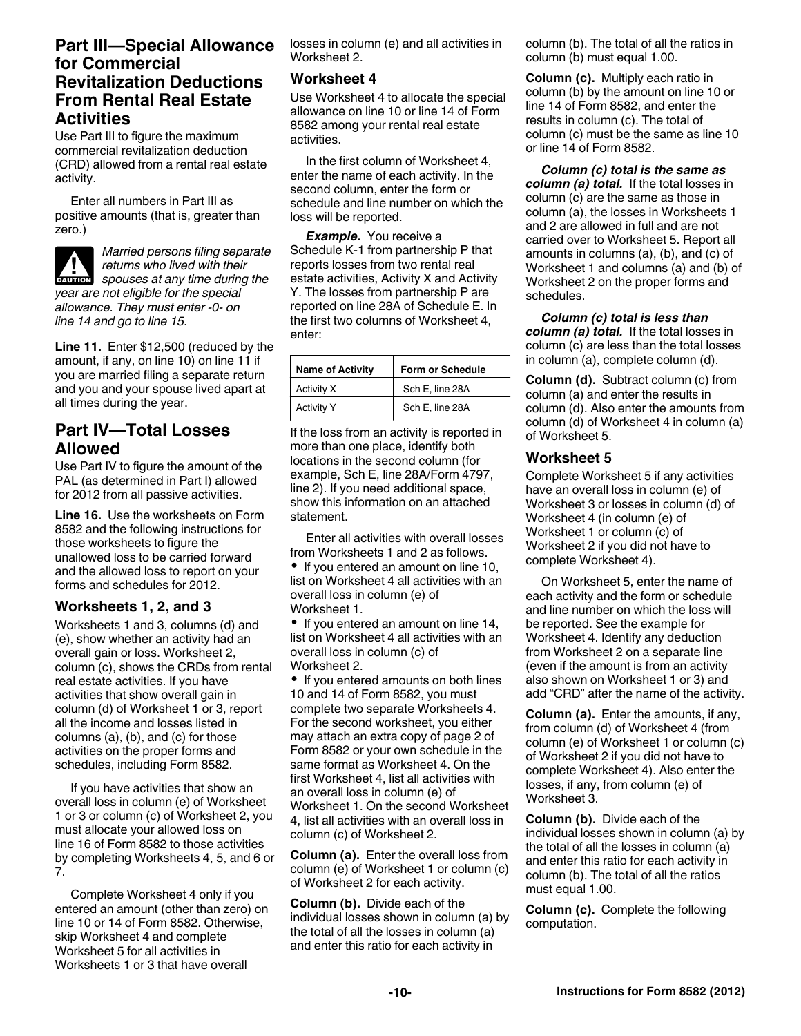## Part III—Special Allowance for Commercial Revitalization Deductions From Rental Real Estate Activities

Use Part III to figure the maximum commercial revitalization deduction (CRD) allowed from a rental real estate activity.

Enter all numbers in Part III as positive amounts (that is, greater than zero.)

**CAUTION** *Married persons filing separate returns who lived with their spouses at any time during the year are not eligible for the special allowance. They must enter -0- on line 14 and go to line 15.*

**Line 11.** Enter $12,500 (reduced by the amount, if any, on line 10) on line 11 if you are married filing a separate return and you and your spouse lived apart at all times during the year.

## Part IV—Total Losses Allowed

Use Part IV to figure the amount of the PAL (as determined in Part I) allowed for 2012 from all passive activities.

**Line 16.** Use the worksheets on Form 8582 and the following instructions for those worksheets to figure the unallowed loss to be carried forward and the allowed loss to report on your forms and schedules for 2012.

### Worksheets 1, 2, and 3

Worksheets 1 and 3, columns (d) and (e), show whether an activity had an overall gain or loss. Worksheet 2, column (c), shows the CRDs from rental real estate activities. If you have activities that show overall gain in column (d) of Worksheet 1 or 3, report all the income and losses listed in columns (a), (b), and (c) for those activities on the proper forms and schedules, including Form 8582.

If you have activities that show an overall loss in column (e) of Worksheet 1 or 3 or column (c) of Worksheet 2, you must allocate your allowed loss on line 16 of Form 8582 to those activities by completing Worksheets 4, 5, and 6 or 7.

Complete Worksheet 4 only if you entered an amount (other than zero) on line 10 or 14 of Form 8582. Otherwise, skip Worksheet 4 and complete Worksheet 5 for all activities in Worksheets 1 or 3 that have overall losses in column (e) and all activities in Worksheet 2.

### Worksheet 4

Use Worksheet 4 to allocate the special allowance on line 10 or line 14 of Form 8582 among your rental real estate activities.

In the first column of Worksheet 4, enter the name of each activity. In the second column, enter the form or schedule and line number on which the loss will be reported.

***Example.*** You receive a Schedule K-1 from partnership P that reports losses from two rental real estate activities, Activity X and Activity Y. The losses from partnership P are reported on line 28A of Schedule E. In the first two columns of Worksheet 4, enter:

| Name of Activity | Form or Schedule |
|---|---|
| Activity X | Sch E, line 28A |
| Activity Y | Sch E, line 28A |

If the loss from an activity is reported in more than one place, identify both locations in the second column (for example, Sch E, line 28A/Form 4797, line 2). If you need additional space, show this information on an attached statement.

Enter all activities with overall losses from Worksheets 1 and 2 as follows.

- If you entered an amount on line 10, list on Worksheet 4 all activities with an overall loss in column (e) of Worksheet 1.
- If you entered an amount on line 14, list on Worksheet 4 all activities with an overall loss in column (c) of Worksheet 2.
- If you entered amounts on both lines 10 and 14 of Form 8582, you must complete two separate Worksheets 4. For the second worksheet, you either may attach an extra copy of page 2 of Form 8582 or your own schedule in the same format as Worksheet 4. On the first Worksheet 4, list all activities with an overall loss in column (e) of Worksheet 1. On the second Worksheet 4, list all activities with an overall loss in column (c) of Worksheet 2.

**Column (a).** Enter the overall loss from column (e) of Worksheet 1 or column (c) of Worksheet 2 for each activity.

**Column (b).** Divide each of the individual losses shown in column (a) by the total of all the losses in column (a) and enter this ratio for each activity in column (b). The total of all the ratios in column (b) must equal 1.00.

**Column (c).** Multiply each ratio in column (b) by the amount on line 10 or line 14 of Form 8582, and enter the results in column (c). The total of column (c) must be the same as line 10 or line 14 of Form 8582.

***Column (c) total is the same as column (a) total.*** If the total losses in column (c) are the same as those in column (a), the losses in Worksheets 1 and 2 are allowed in full and are not carried over to Worksheet 5. Report all amounts in columns (a), (b), and (c) of Worksheet 1 and columns (a) and (b) of Worksheet 2 on the proper forms and schedules.

***Column (c) total is less than column (a) total.*** If the total losses in column (c) are less than the total losses in column (a), complete column (d).

**Column (d).** Subtract column (c) from column (a) and enter the results in column (d). Also enter the amounts from column (d) of Worksheet 4 in column (a) of Worksheet 5.

### Worksheet 5

Complete Worksheet 5 if any activities have an overall loss in column (e) of Worksheet 3 or losses in column (d) of Worksheet 4 (in column (e) of Worksheet 1 or column (c) of Worksheet 2 if you did not have to complete Worksheet 4).

On Worksheet 5, enter the name of each activity and the form or schedule and line number on which the loss will be reported. See the example for Worksheet 4. Identify any deduction from Worksheet 2 on a separate line (even if the amount is from an activity also shown on Worksheet 1 or 3) and add "CRD" after the name of the activity.

**Column (a).** Enter the amounts, if any, from column (d) of Worksheet 4 (from column (e) of Worksheet 1 or column (c) of Worksheet 2 if you did not have to complete Worksheet 4). Also enter the losses, if any, from column (e) of Worksheet 3.

**Column (b).** Divide each of the individual losses shown in column (a) by the total of all the losses in column (a) and enter this ratio for each activity in column (b). The total of all the ratios must equal 1.00.

**Column (c).** Complete the following computation.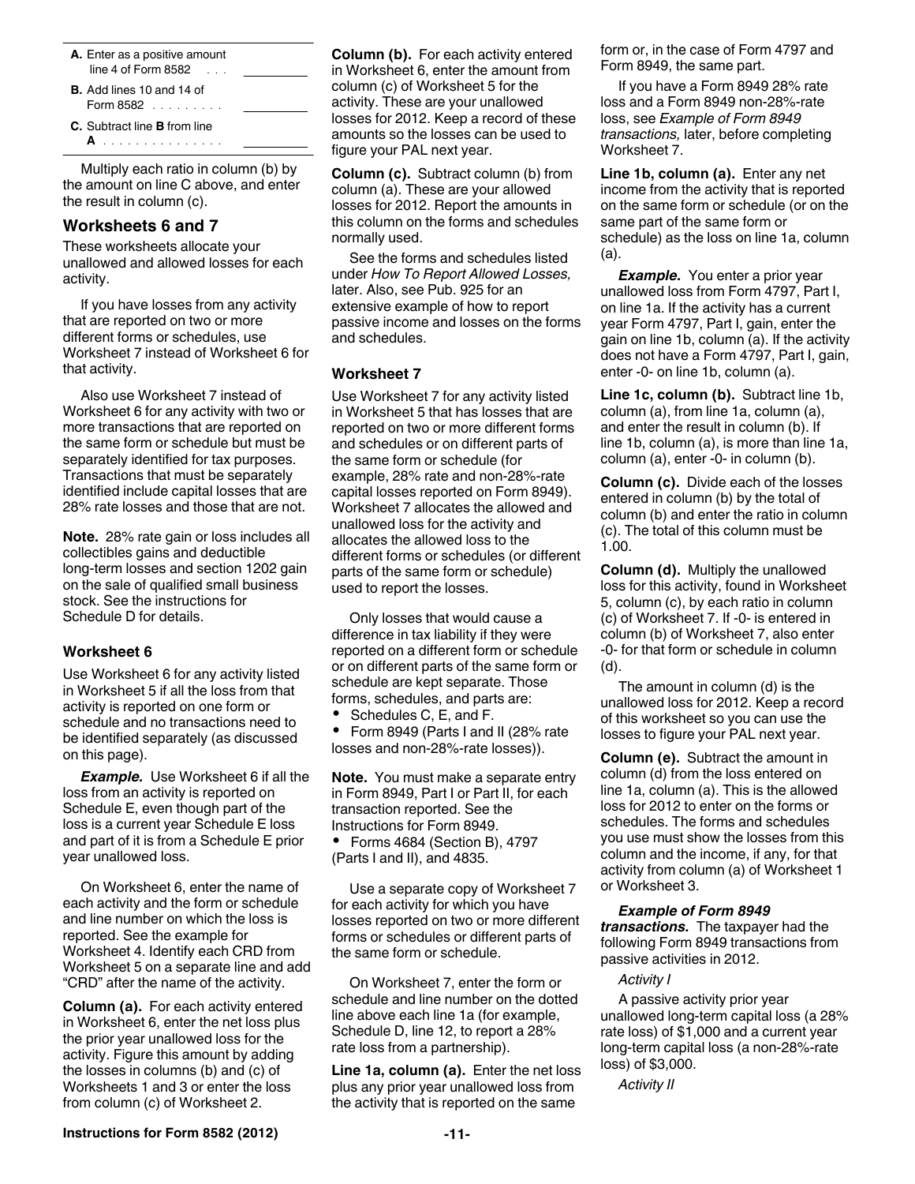| | |
|---|---|
| **A.** Enter as a positive amount line 4 of Form 8582 . . . | |
| **B.** Add lines 10 and 14 of Form 8582 . . . . . . . . . | |
| **C.** Subtract line **B** from line **A** . . . . . . . . . . . . . . . | |

Multiply each ratio in column (b) by the amount on line C above, and enter the result in column (c).

## Worksheets 6 and 7

These worksheets allocate your unallowed and allowed losses for each activity.

If you have losses from any activity that are reported on two or more different forms or schedules, use Worksheet 7 instead of Worksheet 6 for that activity.

Also use Worksheet 7 instead of Worksheet 6 for any activity with two or more transactions that are reported on the same form or schedule but must be separately identified for tax purposes. Transactions that must be separately identified include capital losses that are 28% rate losses and those that are not.

**Note.** 28% rate gain or loss includes all collectibles gains and deductible long-term losses and section 1202 gain on the sale of qualified small business stock. See the instructions for Schedule D for details.

### Worksheet 6

Use Worksheet 6 for any activity listed in Worksheet 5 if all the loss from that activity is reported on one form or schedule and no transactions need to be identified separately (as discussed on this page).

***Example.*** Use Worksheet 6 if all the loss from an activity is reported on Schedule E, even though part of the loss is a current year Schedule E loss and part of it is from a Schedule E prior year unallowed loss.

On Worksheet 6, enter the name of each activity and the form or schedule and line number on which the loss is reported. See the example for Worksheet 4. Identify each CRD from Worksheet 5 on a separate line and add "CRD" after the name of the activity.

**Column (a).** For each activity entered in Worksheet 6, enter the net loss plus the prior year unallowed loss for the activity. Figure this amount by adding the losses in columns (b) and (c) of Worksheets 1 and 3 or enter the loss from column (c) of Worksheet 2.

**Column (b).** For each activity entered in Worksheet 6, enter the amount from column (c) of Worksheet 5 for the activity. These are your unallowed losses for 2012. Keep a record of these amounts so the losses can be used to figure your PAL next year.

**Column (c).** Subtract column (b) from column (a). These are your allowed losses for 2012. Report the amounts in this column on the forms and schedules normally used.

See the forms and schedules listed under *How To Report Allowed Losses,* later. Also, see Pub. 925 for an extensive example of how to report passive income and losses on the forms and schedules.

### Worksheet 7

Use Worksheet 7 for any activity listed in Worksheet 5 that has losses that are reported on two or more different forms and schedules or on different parts of the same form or schedule (for example, 28% rate and non-28%-rate capital losses reported on Form 8949). Worksheet 7 allocates the allowed and unallowed loss for the activity and allocates the allowed loss to the different forms or schedules (or different parts of the same form or schedule) used to report the losses.

Only losses that would cause a difference in tax liability if they were reported on a different form or schedule or on different parts of the same form or schedule are kept separate. Those forms, schedules, and parts are:

- Schedules C, E, and F.
- Form 8949 (Parts I and II (28% rate losses and non-28%-rate losses)).

**Note.** You must make a separate entry in Form 8949, Part I or Part II, for each transaction reported. See the Instructions for Form 8949.

- Forms 4684 (Section B), 4797 (Parts I and II), and 4835.

Use a separate copy of Worksheet 7 for each activity for which you have losses reported on two or more different forms or schedules or different parts of the same form or schedule.

On Worksheet 7, enter the form or schedule and line number on the dotted line above each line 1a (for example, Schedule D, line 12, to report a 28% rate loss from a partnership).

**Line 1a, column (a).** Enter the net loss plus any prior year unallowed loss from the activity that is reported on the same form or, in the case of Form 4797 and Form 8949, the same part.

If you have a Form 8949 28% rate loss and a Form 8949 non-28%-rate loss, see *Example of Form 8949 transactions,* later, before completing Worksheet 7.

**Line 1b, column (a).** Enter any net income from the activity that is reported on the same form or schedule (or on the same part of the same form or schedule) as the loss on line 1a, column (a).

***Example.*** You enter a prior year unallowed loss from Form 4797, Part I, on line 1a. If the activity has a current year Form 4797, Part I, gain, enter the gain on line 1b, column (a). If the activity does not have a Form 4797, Part I, gain, enter -0- on line 1b, column (a).

**Line 1c, column (b).** Subtract line 1b, column (a), from line 1a, column (a), and enter the result in column (b). If line 1b, column (a), is more than line 1a, column (a), enter -0- in column (b).

**Column (c).** Divide each of the losses entered in column (b) by the total of column (b) and enter the ratio in column (c). The total of this column must be 1.00.

**Column (d).** Multiply the unallowed loss for this activity, found in Worksheet 5, column (c), by each ratio in column (c) of Worksheet 7. If -0- is entered in column (b) of Worksheet 7, also enter -0- for that form or schedule in column (d).

The amount in column (d) is the unallowed loss for 2012. Keep a record of this worksheet so you can use the losses to figure your PAL next year.

**Column (e).** Subtract the amount in column (d) from the loss entered on line 1a, column (a). This is the allowed loss for 2012 to enter on the forms or schedules. The forms and schedules you use must show the losses from this column and the income, if any, for that activity from column (a) of Worksheet 1 or Worksheet 3.

***Example of Form 8949 transactions.*** The taxpayer had the following Form 8949 transactions from passive activities in 2012.

*Activity I*

A passive activity prior year unallowed long-term capital loss (a 28% rate loss) of $1,000 and a current year long-term capital loss (a non-28%-rate loss) of $3,000.

*Activity II*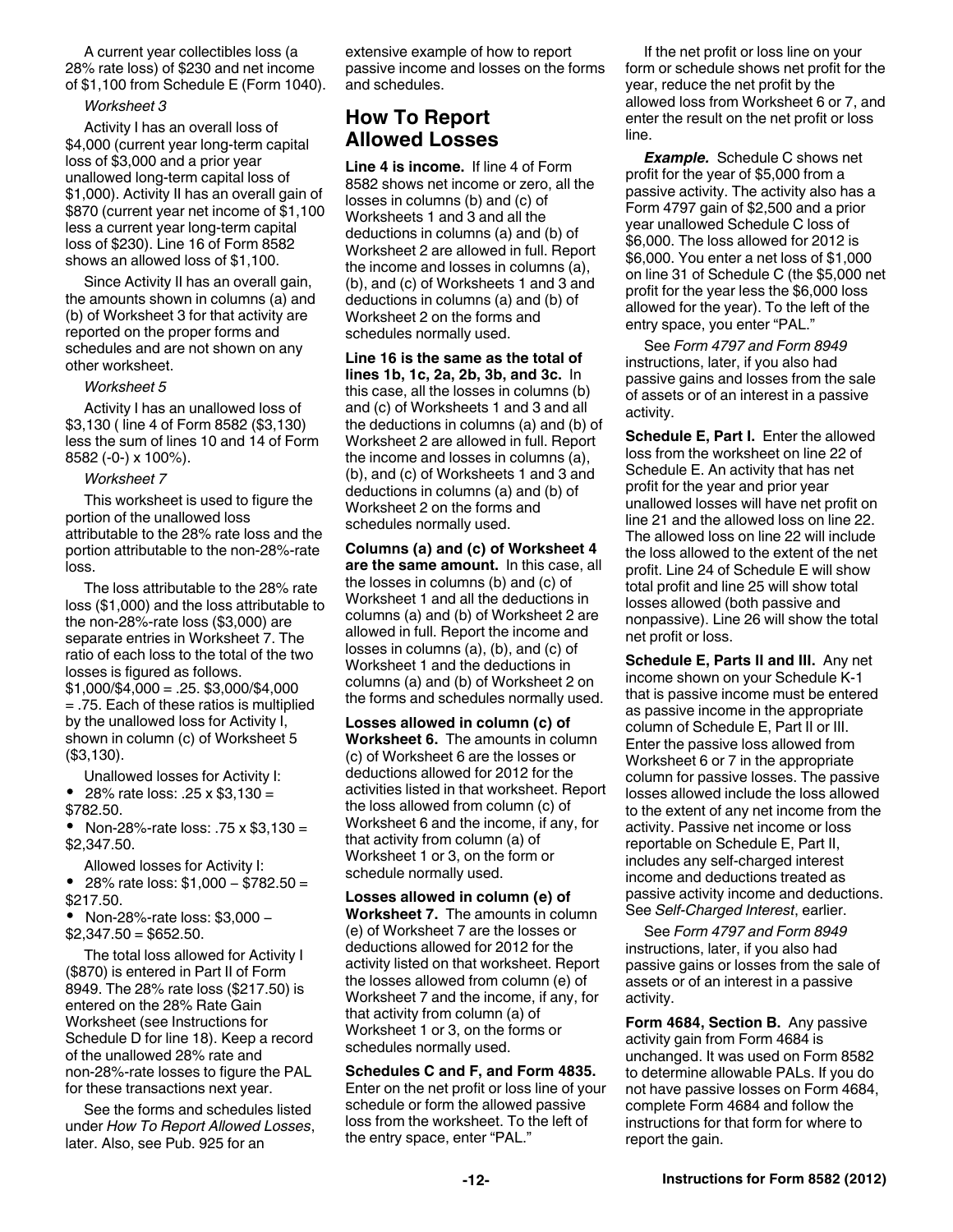A current year collectibles loss (a 28% rate loss) of $230 and net income of $1,100 from Schedule E (Form 1040).

*Worksheet 3*

Activity I has an overall loss of $4,000 (current year long-term capital loss of $3,000 and a prior year unallowed long-term capital loss of $1,000). Activity II has an overall gain of $870 (current year net income of $1,100 less a current year long-term capital loss of $230). Line 16 of Form 8582 shows an allowed loss of $1,100.

Since Activity II has an overall gain, the amounts shown in columns (a) and (b) of Worksheet 3 for that activity are reported on the proper forms and schedules and are not shown on any other worksheet.

*Worksheet 5*

Activity I has an unallowed loss of $3,130 ( line 4 of Form 8582 ($3,130) less the sum of lines 10 and 14 of Form 8582 (-0-) x 100%).

*Worksheet 7*

This worksheet is used to figure the portion of the unallowed loss attributable to the 28% rate loss and the portion attributable to the non-28%-rate loss.

The loss attributable to the 28% rate loss ($1,000) and the loss attributable to the non-28%-rate loss ($3,000) are separate entries in Worksheet 7. The ratio of each loss to the total of the two losses is figured as follows. $1,000/$4,000 = .25. $3,000/$4,000 = .75. Each of these ratios is multiplied by the unallowed loss for Activity I, shown in column (c) of Worksheet 5 ($3,130).

Unallowed losses for Activity I:

- 28% rate loss: .25 x $3,130 = $782.50.
- Non-28%-rate loss: .75 x $3,130 = $2,347.50.

Allowed losses for Activity I:

- 28% rate loss: $1,000 – $782.50 = $217.50.
- Non-28%-rate loss: $3,000 – $2,347.50 = $652.50.

The total loss allowed for Activity I ($870) is entered in Part II of Form 8949. The 28% rate loss ($217.50) is entered on the 28% Rate Gain Worksheet (see Instructions for Schedule D for line 18). Keep a record of the unallowed 28% rate and non-28%-rate losses to figure the PAL for these transactions next year.

See the forms and schedules listed under *How To Report Allowed Losses*, later. Also, see Pub. 925 for an extensive example of how to report passive income and losses on the forms and schedules.

## How To Report Allowed Losses

**Line 4 is income.** If line 4 of Form 8582 shows net income or zero, all the losses in columns (b) and (c) of Worksheets 1 and 3 and all the deductions in columns (a) and (b) of Worksheet 2 are allowed in full. Report the income and losses in columns (a), (b), and (c) of Worksheets 1 and 3 and deductions in columns (a) and (b) of Worksheet 2 on the forms and schedules normally used.

**Line 16 is the same as the total of lines 1b, 1c, 2a, 2b, 3b, and 3c.** In this case, all the losses in columns (b) and (c) of Worksheets 1 and 3 and all the deductions in columns (a) and (b) of Worksheet 2 are allowed in full. Report the income and losses in columns (a), (b), and (c) of Worksheets 1 and 3 and deductions in columns (a) and (b) of Worksheet 2 on the forms and schedules normally used.

**Columns (a) and (c) of Worksheet 4 are the same amount.** In this case, all the losses in columns (b) and (c) of Worksheet 1 and all the deductions in columns (a) and (b) of Worksheet 2 are allowed in full. Report the income and losses in columns (a), (b), and (c) of Worksheet 1 and the deductions in columns (a) and (b) of Worksheet 2 on the forms and schedules normally used.

**Losses allowed in column (c) of Worksheet 6.** The amounts in column (c) of Worksheet 6 are the losses or deductions allowed for 2012 for the activities listed in that worksheet. Report the loss allowed from column (c) of Worksheet 6 and the income, if any, for that activity from column (a) of Worksheet 1 or 3, on the form or schedule normally used.

**Losses allowed in column (e) of Worksheet 7.** The amounts in column (e) of Worksheet 7 are the losses or deductions allowed for 2012 for the activity listed on that worksheet. Report the losses allowed from column (e) of Worksheet 7 and the income, if any, for that activity from column (a) of Worksheet 1 or 3, on the forms or schedules normally used.

**Schedules C and F, and Form 4835.** Enter on the net profit or loss line of your schedule or form the allowed passive loss from the worksheet. To the left of the entry space, enter "PAL."

If the net profit or loss line on your form or schedule shows net profit for the year, reduce the net profit by the allowed loss from Worksheet 6 or 7, and enter the result on the net profit or loss line.

***Example.*** Schedule C shows net profit for the year of $5,000 from a passive activity. The activity also has a Form 4797 gain of $2,500 and a prior year unallowed Schedule C loss of $6,000. The loss allowed for 2012 is $6,000. You enter a net loss of $1,000 on line 31 of Schedule C (the $5,000 net profit for the year less the $6,000 loss allowed for the year). To the left of the entry space, you enter "PAL."

See *Form 4797 and Form 8949* instructions, later, if you also had passive gains and losses from the sale of assets or of an interest in a passive activity.

**Schedule E, Part I.** Enter the allowed loss from the worksheet on line 22 of Schedule E. An activity that has net profit for the year and prior year unallowed losses will have net profit on line 21 and the allowed loss on line 22. The allowed loss on line 22 will include the loss allowed to the extent of the net profit. Line 24 of Schedule E will show total profit and line 25 will show total losses allowed (both passive and nonpassive). Line 26 will show the total net profit or loss.

**Schedule E, Parts II and III.** Any net income shown on your Schedule K-1 that is passive income must be entered as passive income in the appropriate column of Schedule E, Part II or III. Enter the passive loss allowed from Worksheet 6 or 7 in the appropriate column for passive losses. The passive losses allowed include the loss allowed to the extent of any net income from the activity. Passive net income or loss reportable on Schedule E, Part II, includes any self-charged interest income and deductions treated as passive activity income and deductions. See *Self-Charged Interest*, earlier.

See *Form 4797 and Form 8949* instructions, later, if you also had passive gains or losses from the sale of assets or of an interest in a passive activity.

**Form 4684, Section B.** Any passive activity gain from Form 4684 is unchanged. It was used on Form 8582 to determine allowable PALs. If you do not have passive losses on Form 4684, complete Form 4684 and follow the instructions for that form for where to report the gain.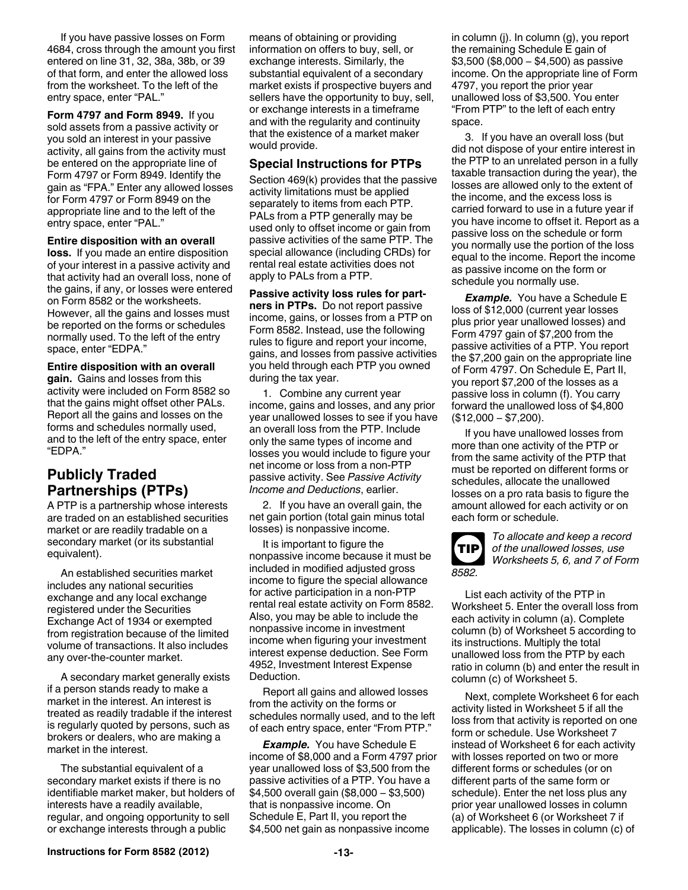If you have passive losses on Form 4684, cross through the amount you first entered on line 31, 32, 38a, 38b, or 39 of that form, and enter the allowed loss from the worksheet. To the left of the entry space, enter "PAL."

**Form 4797 and Form 8949.** If you sold assets from a passive activity or you sold an interest in your passive activity, all gains from the activity must be entered on the appropriate line of Form 4797 or Form 8949. Identify the gain as "FPA." Enter any allowed losses for Form 4797 or Form 8949 on the appropriate line and to the left of the entry space, enter "PAL."

**Entire disposition with an overall loss.** If you made an entire disposition of your interest in a passive activity and that activity had an overall loss, none of the gains, if any, or losses were entered on Form 8582 or the worksheets. However, all the gains and losses must be reported on the forms or schedules normally used. To the left of the entry space, enter "EDPA."

**Entire disposition with an overall gain.** Gains and losses from this activity were included on Form 8582 so that the gains might offset other PALs. Report all the gains and losses on the forms and schedules normally used, and to the left of the entry space, enter "EDPA."

## Publicly Traded Partnerships (PTPs)

A PTP is a partnership whose interests are traded on an established securities market or are readily tradable on a secondary market (or its substantial equivalent).

An established securities market includes any national securities exchange and any local exchange registered under the Securities Exchange Act of 1934 or exempted from registration because of the limited volume of transactions. It also includes any over-the-counter market.

A secondary market generally exists if a person stands ready to make a market in the interest. An interest is treated as readily tradable if the interest is regularly quoted by persons, such as brokers or dealers, who are making a market in the interest.

The substantial equivalent of a secondary market exists if there is no identifiable market maker, but holders of interests have a readily available, regular, and ongoing opportunity to sell or exchange interests through a public means of obtaining or providing information on offers to buy, sell, or exchange interests. Similarly, the substantial equivalent of a secondary market exists if prospective buyers and sellers have the opportunity to buy, sell, or exchange interests in a timeframe and with the regularity and continuity that the existence of a market maker would provide.

### Special Instructions for PTPs

Section 469(k) provides that the passive activity limitations must be applied separately to items from each PTP. PALs from a PTP generally may be used only to offset income or gain from passive activities of the same PTP. The special allowance (including CRDs) for rental real estate activities does not apply to PALs from a PTP.

**Passive activity loss rules for partners in PTPs.** Do not report passive income, gains, or losses from a PTP on Form 8582. Instead, use the following rules to figure and report your income, gains, and losses from passive activities you held through each PTP you owned during the tax year.

1. Combine any current year income, gains and losses, and any prior year unallowed losses to see if you have an overall loss from the PTP. Include only the same types of income and losses you would include to figure your net income or loss from a non-PTP passive activity. See *Passive Activity Income and Deductions*, earlier.

2. If you have an overall gain, the net gain portion (total gain minus total losses) is nonpassive income.

It is important to figure the nonpassive income because it must be included in modified adjusted gross income to figure the special allowance for active participation in a non-PTP rental real estate activity on Form 8582. Also, you may be able to include the nonpassive income in investment income when figuring your investment interest expense deduction. See Form 4952, Investment Interest Expense Deduction.

Report all gains and allowed losses from the activity on the forms or schedules normally used, and to the left of each entry space, enter "From PTP."

***Example.*** You have Schedule E income of $8,000 and a Form 4797 prior year unallowed loss of $3,500 from the passive activities of a PTP. You have a $4,500 overall gain ($8,000 – $3,500) that is nonpassive income. On Schedule E, Part II, you report the $4,500 net gain as nonpassive income in column (j). In column (g), you report the remaining Schedule E gain of $3,500 ($8,000 – $4,500) as passive income. On the appropriate line of Form 4797, you report the prior year unallowed loss of $3,500. You enter "From PTP" to the left of each entry space.

3. If you have an overall loss (but did not dispose of your entire interest in the PTP to an unrelated person in a fully taxable transaction during the year), the losses are allowed only to the extent of the income, and the excess loss is carried forward to use in a future year if you have income to offset it. Report as a passive loss on the schedule or form you normally use the portion of the loss equal to the income. Report the income as passive income on the form or schedule you normally use.

***Example.*** You have a Schedule E loss of $12,000 (current year losses plus prior year unallowed losses) and Form 4797 gain of $7,200 from the passive activities of a PTP. You report the $7,200 gain on the appropriate line of Form 4797. On Schedule E, Part II, you report $7,200 of the losses as a passive loss in column (f). You carry forward the unallowed loss of $4,800 ($12,000 – $7,200).

If you have unallowed losses from more than one activity of the PTP or from the same activity of the PTP that must be reported on different forms or schedules, allocate the unallowed losses on a pro rata basis to figure the amount allowed for each activity or on each form or schedule.

**TIP** *To allocate and keep a record of the unallowed losses, use Worksheets 5, 6, and 7 of Form 8582.*

List each activity of the PTP in Worksheet 5. Enter the overall loss from each activity in column (a). Complete column (b) of Worksheet 5 according to its instructions. Multiply the total unallowed loss from the PTP by each ratio in column (b) and enter the result in column (c) of Worksheet 5.

Next, complete Worksheet 6 for each activity listed in Worksheet 5 if all the loss from that activity is reported on one form or schedule. Use Worksheet 7 instead of Worksheet 6 for each activity with losses reported on two or more different forms or schedules (or on different parts of the same form or schedule). Enter the net loss plus any prior year unallowed losses in column (a) of Worksheet 6 (or Worksheet 7 if applicable). The losses in column (c) of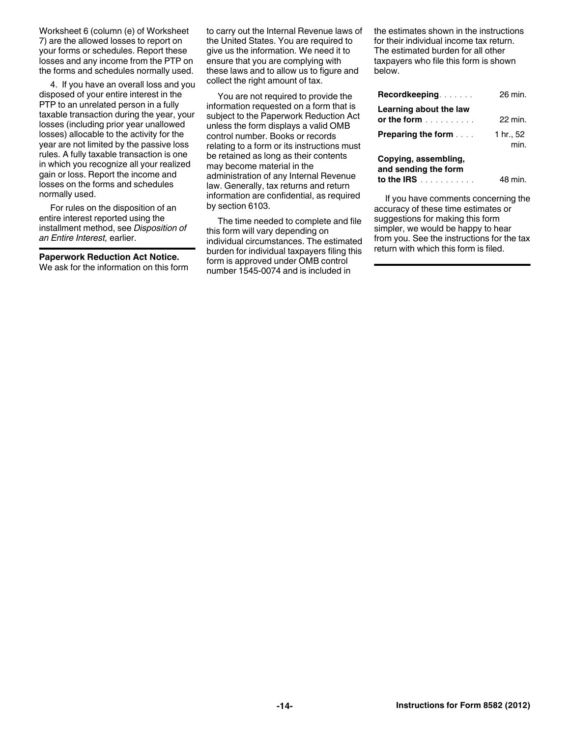Worksheet 6 (column (e) of Worksheet 7) are the allowed losses to report on your forms or schedules. Report these losses and any income from the PTP on the forms and schedules normally used.

4. If you have an overall loss and you disposed of your entire interest in the PTP to an unrelated person in a fully taxable transaction during the year, your losses (including prior year unallowed losses) allocable to the activity for the year are not limited by the passive loss rules. A fully taxable transaction is one in which you recognize all your realized gain or loss. Report the income and losses on the forms and schedules normally used.

For rules on the disposition of an entire interest reported using the installment method, see *Disposition of an Entire Interest,* earlier.

**Paperwork Reduction Act Notice.** We ask for the information on this form to carry out the Internal Revenue laws of the United States. You are required to give us the information. We need it to ensure that you are complying with these laws and to allow us to figure and collect the right amount of tax.

You are not required to provide the information requested on a form that is subject to the Paperwork Reduction Act unless the form displays a valid OMB control number. Books or records relating to a form or its instructions must be retained as long as their contents may become material in the administration of any Internal Revenue law. Generally, tax returns and return information are confidential, as required by section 6103.

The time needed to complete and file this form will vary depending on individual circumstances. The estimated burden for individual taxpayers filing this form is approved under OMB control number 1545-0074 and is included in the estimates shown in the instructions for their individual income tax return. The estimated burden for all other taxpayers who file this form is shown below.

| | |
|---|---|
| **Recordkeeping** | 26 min. |
| **Learning about the law or the form** | 22 min. |
| **Preparing the form** | 1 hr., 52 min. |
| **Copying, assembling, and sending the form to the IRS** | 48 min. |

If you have comments concerning the accuracy of these time estimates or suggestions for making this form simpler, we would be happy to hear from you. See the instructions for the tax return with which this form is filed.